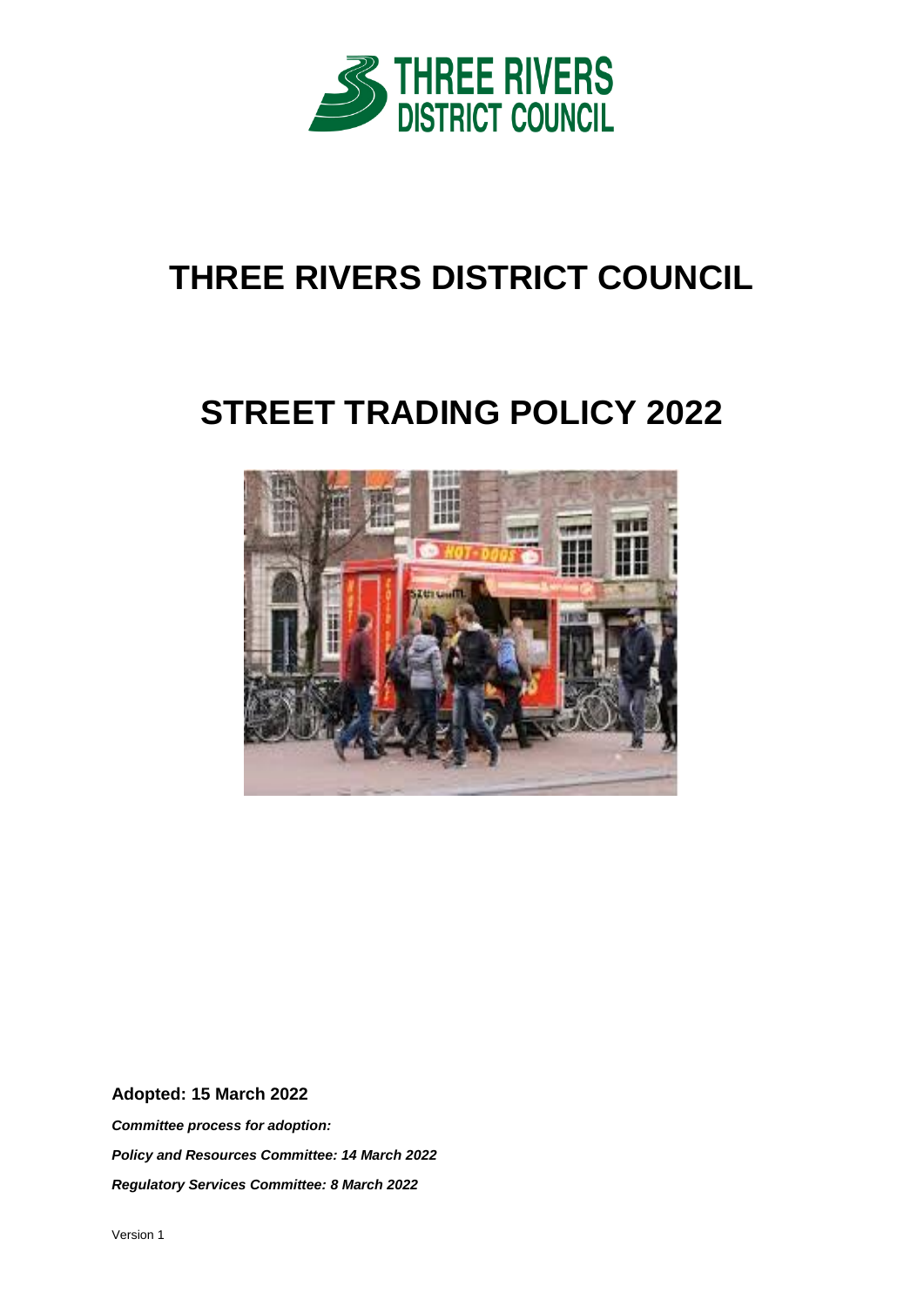# THREE RIVERS DISTRICT COUNCIL

# STREET TRADING POLICY 2022

**Adopted: 15 March 2022**

***Committee process for adoption:***

***Policy and Resources Committee: 14 March 2022***

***Regulatory Services Committee: 8 March 2022***

Version 1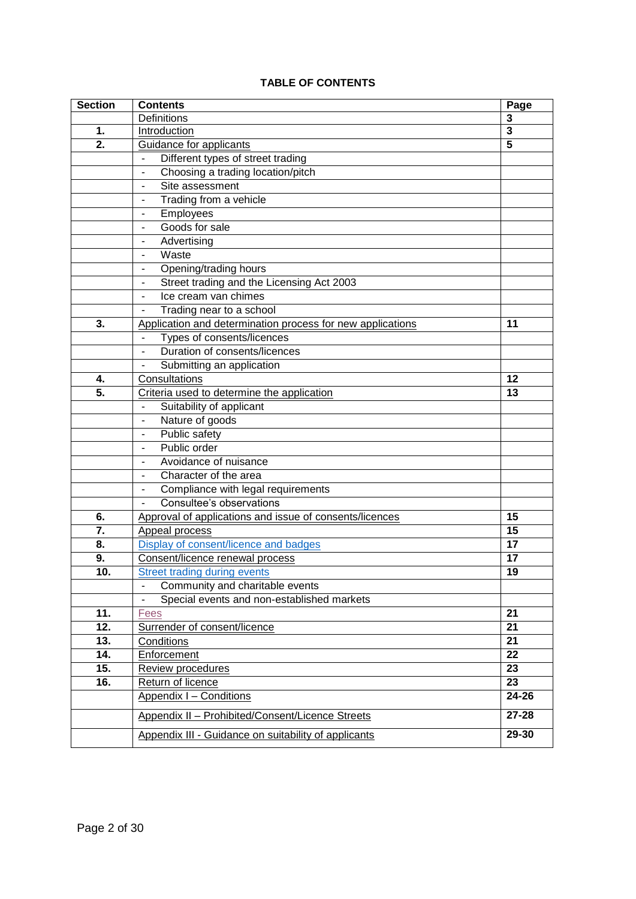**TABLE OF CONTENTS**

| Section | Contents | Page |
|---|---|---|
| | Definitions | 3 |
| 1. | Introduction | 3 |
| 2. | Guidance for applicants | 5 |
| | - Different types of street trading | |
| | - Choosing a trading location/pitch | |
| | - Site assessment | |
| | - Trading from a vehicle | |
| | - Employees | |
| | - Goods for sale | |
| | - Advertising | |
| | - Waste | |
| | - Opening/trading hours | |
| | - Street trading and the Licensing Act 2003 | |
| | - Ice cream van chimes | |
| | - Trading near to a school | |
| 3. | Application and determination process for new applications | 11 |
| | - Types of consents/licences | |
| | - Duration of consents/licences | |
| | - Submitting an application | |
| 4. | Consultations | 12 |
| 5. | Criteria used to determine the application | 13 |
| | - Suitability of applicant | |
| | - Nature of goods | |
| | - Public safety | |
| | - Public order | |
| | - Avoidance of nuisance | |
| | - Character of the area | |
| | - Compliance with legal requirements | |
| | - Consultee's observations | |
| 6. | Approval of applications and issue of consents/licences | 15 |
| 7. | Appeal process | 15 |
| 8. | Display of consent/licence and badges | 17 |
| 9. | Consent/licence renewal process | 17 |
| 10. | Street trading during events | 19 |
| | - Community and charitable events | |
| | - Special events and non-established markets | |
| 11. | Fees | 21 |
| 12. | Surrender of consent/licence | 21 |
| 13. | Conditions | 21 |
| 14. | Enforcement | 22 |
| 15. | Review procedures | 23 |
| 16. | Return of licence | 23 |
| | Appendix I – Conditions | 24-26 |
| | Appendix II – Prohibited/Consent/Licence Streets | 27-28 |
| | Appendix III - Guidance on suitability of applicants | 29-30 |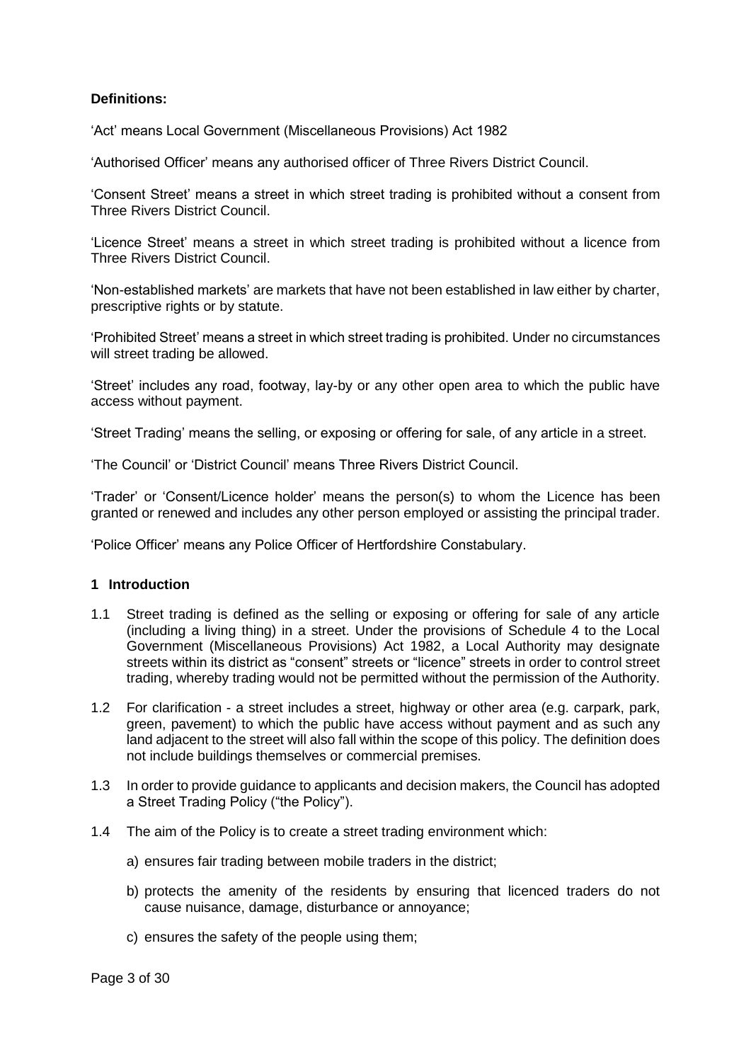**Definitions:**

'Act' means Local Government (Miscellaneous Provisions) Act 1982

'Authorised Officer' means any authorised officer of Three Rivers District Council.

'Consent Street' means a street in which street trading is prohibited without a consent from Three Rivers District Council.

'Licence Street' means a street in which street trading is prohibited without a licence from Three Rivers District Council.

'Non-established markets' are markets that have not been established in law either by charter, prescriptive rights or by statute.

'Prohibited Street' means a street in which street trading is prohibited. Under no circumstances will street trading be allowed.

'Street' includes any road, footway, lay-by or any other open area to which the public have access without payment.

'Street Trading' means the selling, or exposing or offering for sale, of any article in a street.

'The Council' or 'District Council' means Three Rivers District Council.

'Trader' or 'Consent/Licence holder' means the person(s) to whom the Licence has been granted or renewed and includes any other person employed or assisting the principal trader.

'Police Officer' means any Police Officer of Hertfordshire Constabulary.

## 1 Introduction

1.1 Street trading is defined as the selling or exposing or offering for sale of any article (including a living thing) in a street. Under the provisions of Schedule 4 to the Local Government (Miscellaneous Provisions) Act 1982, a Local Authority may designate streets within its district as "consent" streets or "licence" streets in order to control street trading, whereby trading would not be permitted without the permission of the Authority.

1.2 For clarification - a street includes a street, highway or other area (e.g. carpark, park, green, pavement) to which the public have access without payment and as such any land adjacent to the street will also fall within the scope of this policy. The definition does not include buildings themselves or commercial premises.

1.3 In order to provide guidance to applicants and decision makers, the Council has adopted a Street Trading Policy ("the Policy").

1.4 The aim of the Policy is to create a street trading environment which:

a) ensures fair trading between mobile traders in the district;

b) protects the amenity of the residents by ensuring that licenced traders do not cause nuisance, damage, disturbance or annoyance;

c) ensures the safety of the people using them;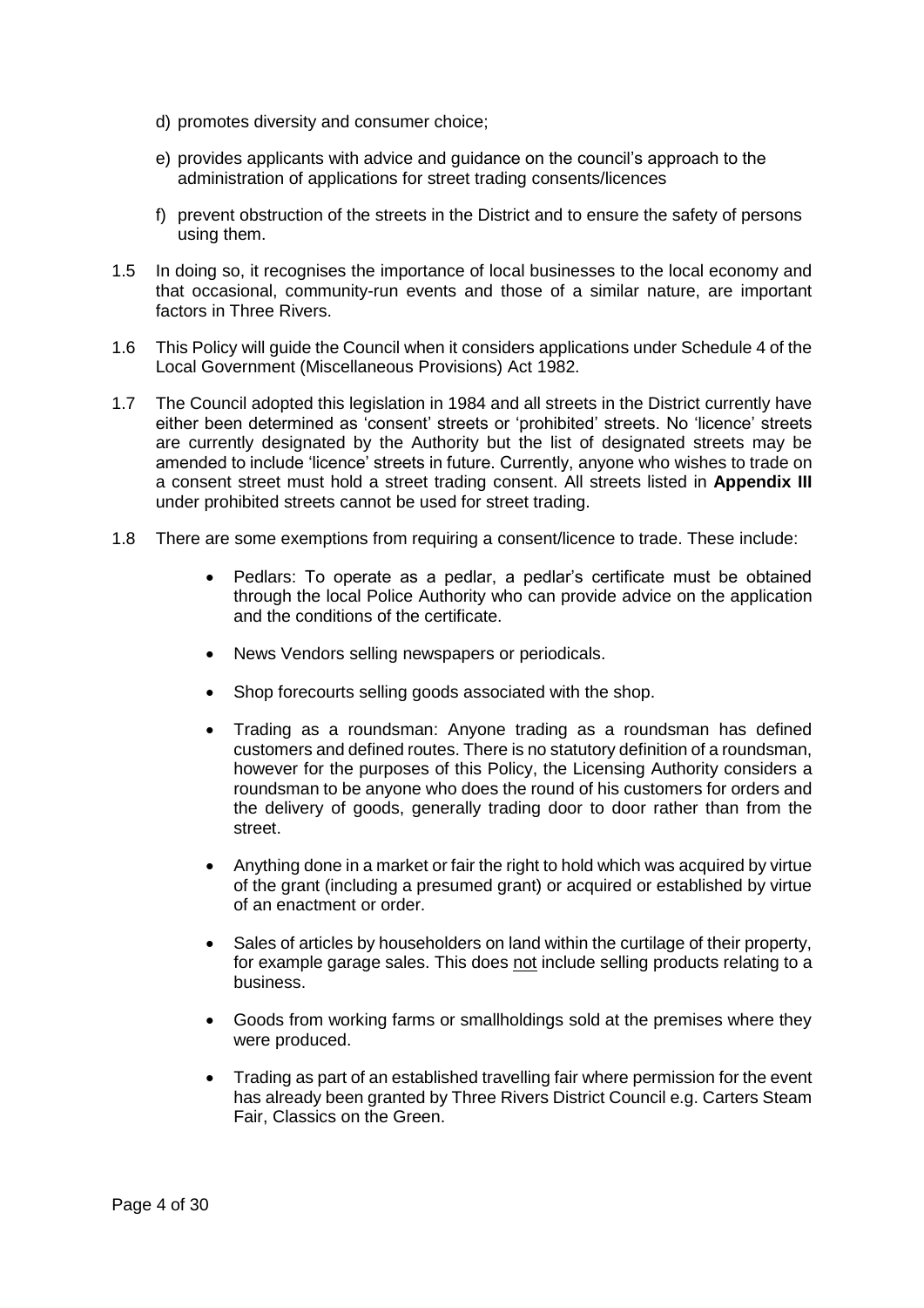d) promotes diversity and consumer choice;

e) provides applicants with advice and guidance on the council's approach to the administration of applications for street trading consents/licences

f) prevent obstruction of the streets in the District and to ensure the safety of persons using them.

1.5 In doing so, it recognises the importance of local businesses to the local economy and that occasional, community-run events and those of a similar nature, are important factors in Three Rivers.

1.6 This Policy will guide the Council when it considers applications under Schedule 4 of the Local Government (Miscellaneous Provisions) Act 1982.

1.7 The Council adopted this legislation in 1984 and all streets in the District currently have either been determined as 'consent' streets or 'prohibited' streets. No 'licence' streets are currently designated by the Authority but the list of designated streets may be amended to include 'licence' streets in future. Currently, anyone who wishes to trade on a consent street must hold a street trading consent. All streets listed in **Appendix III** under prohibited streets cannot be used for street trading.

1.8 There are some exemptions from requiring a consent/licence to trade. These include:

- Pedlars: To operate as a pedlar, a pedlar's certificate must be obtained through the local Police Authority who can provide advice on the application and the conditions of the certificate.
- News Vendors selling newspapers or periodicals.
- Shop forecourts selling goods associated with the shop.
- Trading as a roundsman: Anyone trading as a roundsman has defined customers and defined routes. There is no statutory definition of a roundsman, however for the purposes of this Policy, the Licensing Authority considers a roundsman to be anyone who does the round of his customers for orders and the delivery of goods, generally trading door to door rather than from the street.
- Anything done in a market or fair the right to hold which was acquired by virtue of the grant (including a presumed grant) or acquired or established by virtue of an enactment or order.
- Sales of articles by householders on land within the curtilage of their property, for example garage sales. This does not include selling products relating to a business.
- Goods from working farms or smallholdings sold at the premises where they were produced.
- Trading as part of an established travelling fair where permission for the event has already been granted by Three Rivers District Council e.g. Carters Steam Fair, Classics on the Green.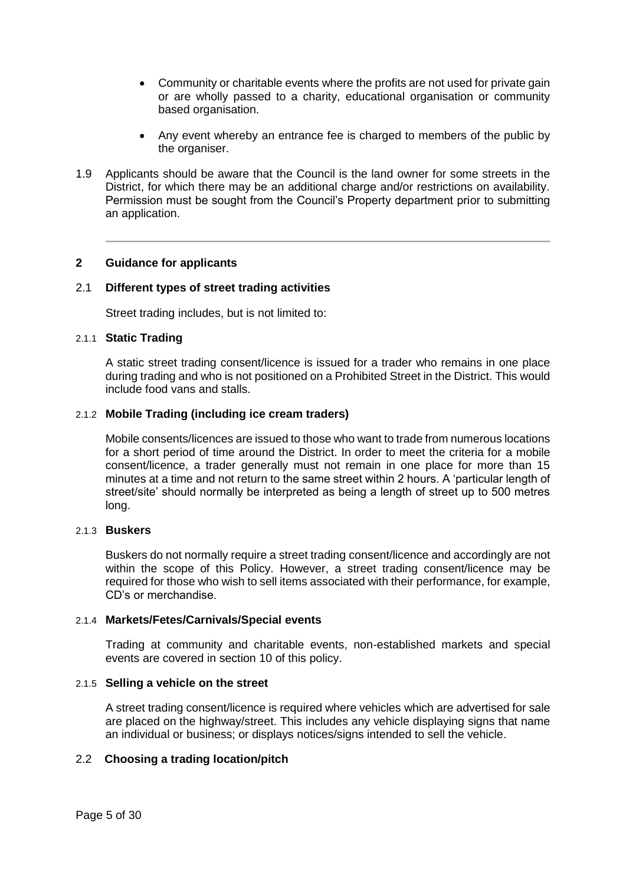- Community or charitable events where the profits are not used for private gain or are wholly passed to a charity, educational organisation or community based organisation.
- Any event whereby an entrance fee is charged to members of the public by the organiser.

1.9 Applicants should be aware that the Council is the land owner for some streets in the District, for which there may be an additional charge and/or restrictions on availability. Permission must be sought from the Council's Property department prior to submitting an application.

---

## 2 Guidance for applicants

### 2.1 Different types of street trading activities

Street trading includes, but is not limited to:

#### 2.1.1 Static Trading

A static street trading consent/licence is issued for a trader who remains in one place during trading and who is not positioned on a Prohibited Street in the District. This would include food vans and stalls.

#### 2.1.2 Mobile Trading (including ice cream traders)

Mobile consents/licences are issued to those who want to trade from numerous locations for a short period of time around the District. In order to meet the criteria for a mobile consent/licence, a trader generally must not remain in one place for more than 15 minutes at a time and not return to the same street within 2 hours. A 'particular length of street/site' should normally be interpreted as being a length of street up to 500 metres long.

#### 2.1.3 Buskers

Buskers do not normally require a street trading consent/licence and accordingly are not within the scope of this Policy. However, a street trading consent/licence may be required for those who wish to sell items associated with their performance, for example, CD's or merchandise.

#### 2.1.4 Markets/Fetes/Carnivals/Special events

Trading at community and charitable events, non-established markets and special events are covered in section 10 of this policy.

#### 2.1.5 Selling a vehicle on the street

A street trading consent/licence is required where vehicles which are advertised for sale are placed on the highway/street. This includes any vehicle displaying signs that name an individual or business; or displays notices/signs intended to sell the vehicle.

### 2.2 Choosing a trading location/pitch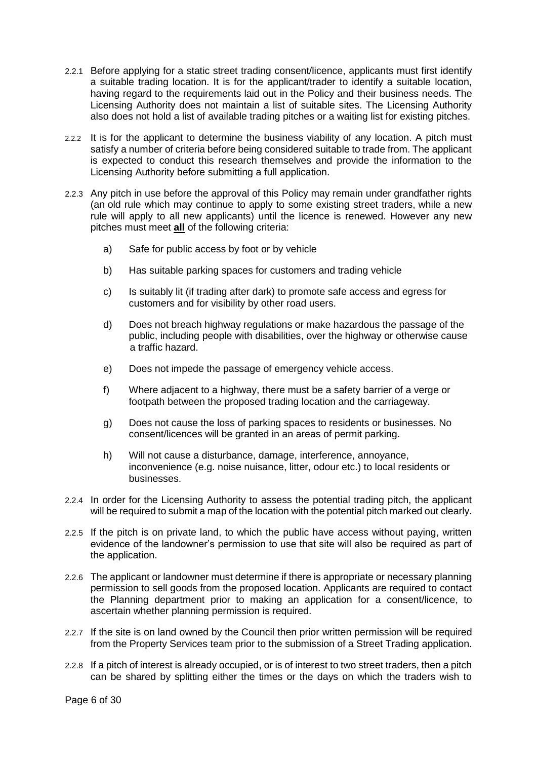2.2.1 Before applying for a static street trading consent/licence, applicants must first identify a suitable trading location. It is for the applicant/trader to identify a suitable location, having regard to the requirements laid out in the Policy and their business needs. The Licensing Authority does not maintain a list of suitable sites. The Licensing Authority also does not hold a list of available trading pitches or a waiting list for existing pitches.

2.2.2 It is for the applicant to determine the business viability of any location. A pitch must satisfy a number of criteria before being considered suitable to trade from. The applicant is expected to conduct this research themselves and provide the information to the Licensing Authority before submitting a full application.

2.2.3 Any pitch in use before the approval of this Policy may remain under grandfather rights (an old rule which may continue to apply to some existing street traders, while a new rule will apply to all new applicants) until the licence is renewed. However any new pitches must meet **<u>all</u>** of the following criteria:

a) Safe for public access by foot or by vehicle

b) Has suitable parking spaces for customers and trading vehicle

c) Is suitably lit (if trading after dark) to promote safe access and egress for customers and for visibility by other road users.

d) Does not breach highway regulations or make hazardous the passage of the public, including people with disabilities, over the highway or otherwise cause a traffic hazard.

e) Does not impede the passage of emergency vehicle access.

f) Where adjacent to a highway, there must be a safety barrier of a verge or footpath between the proposed trading location and the carriageway.

g) Does not cause the loss of parking spaces to residents or businesses. No consent/licences will be granted in an areas of permit parking.

h) Will not cause a disturbance, damage, interference, annoyance, inconvenience (e.g. noise nuisance, litter, odour etc.) to local residents or businesses.

2.2.4 In order for the Licensing Authority to assess the potential trading pitch, the applicant will be required to submit a map of the location with the potential pitch marked out clearly.

2.2.5 If the pitch is on private land, to which the public have access without paying, written evidence of the landowner's permission to use that site will also be required as part of the application.

2.2.6 The applicant or landowner must determine if there is appropriate or necessary planning permission to sell goods from the proposed location. Applicants are required to contact the Planning department prior to making an application for a consent/licence, to ascertain whether planning permission is required.

2.2.7 If the site is on land owned by the Council then prior written permission will be required from the Property Services team prior to the submission of a Street Trading application.

2.2.8 If a pitch of interest is already occupied, or is of interest to two street traders, then a pitch can be shared by splitting either the times or the days on which the traders wish to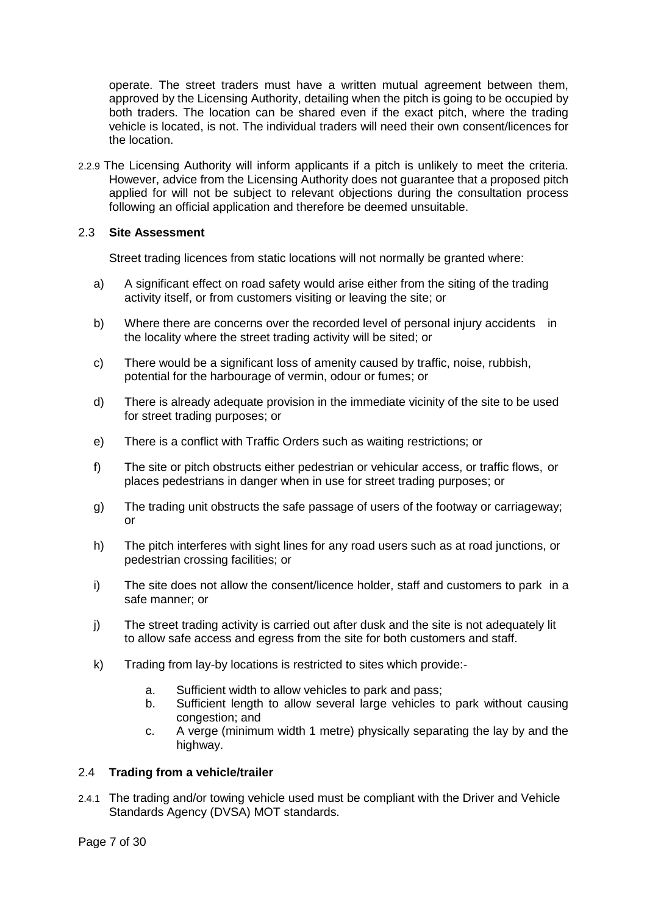operate. The street traders must have a written mutual agreement between them, approved by the Licensing Authority, detailing when the pitch is going to be occupied by both traders. The location can be shared even if the exact pitch, where the trading vehicle is located, is not. The individual traders will need their own consent/licences for the location.

2.2.9 The Licensing Authority will inform applicants if a pitch is unlikely to meet the criteria. However, advice from the Licensing Authority does not guarantee that a proposed pitch applied for will not be subject to relevant objections during the consultation process following an official application and therefore be deemed unsuitable.

## 2.3 **Site Assessment**

Street trading licences from static locations will not normally be granted where:

a) A significant effect on road safety would arise either from the siting of the trading activity itself, or from customers visiting or leaving the site; or

b) Where there are concerns over the recorded level of personal injury accidents in the locality where the street trading activity will be sited; or

c) There would be a significant loss of amenity caused by traffic, noise, rubbish, potential for the harbourage of vermin, odour or fumes; or

d) There is already adequate provision in the immediate vicinity of the site to be used for street trading purposes; or

e) There is a conflict with Traffic Orders such as waiting restrictions; or

f) The site or pitch obstructs either pedestrian or vehicular access, or traffic flows, or places pedestrians in danger when in use for street trading purposes; or

g) The trading unit obstructs the safe passage of users of the footway or carriageway; or

h) The pitch interferes with sight lines for any road users such as at road junctions, or pedestrian crossing facilities; or

i) The site does not allow the consent/licence holder, staff and customers to park in a safe manner; or

j) The street trading activity is carried out after dusk and the site is not adequately lit to allow safe access and egress from the site for both customers and staff.

k) Trading from lay-by locations is restricted to sites which provide:-

   a. Sufficient width to allow vehicles to park and pass;
   b. Sufficient length to allow several large vehicles to park without causing congestion; and
   c. A verge (minimum width 1 metre) physically separating the lay by and the highway.

## 2.4 **Trading from a vehicle/trailer**

2.4.1 The trading and/or towing vehicle used must be compliant with the Driver and Vehicle Standards Agency (DVSA) MOT standards.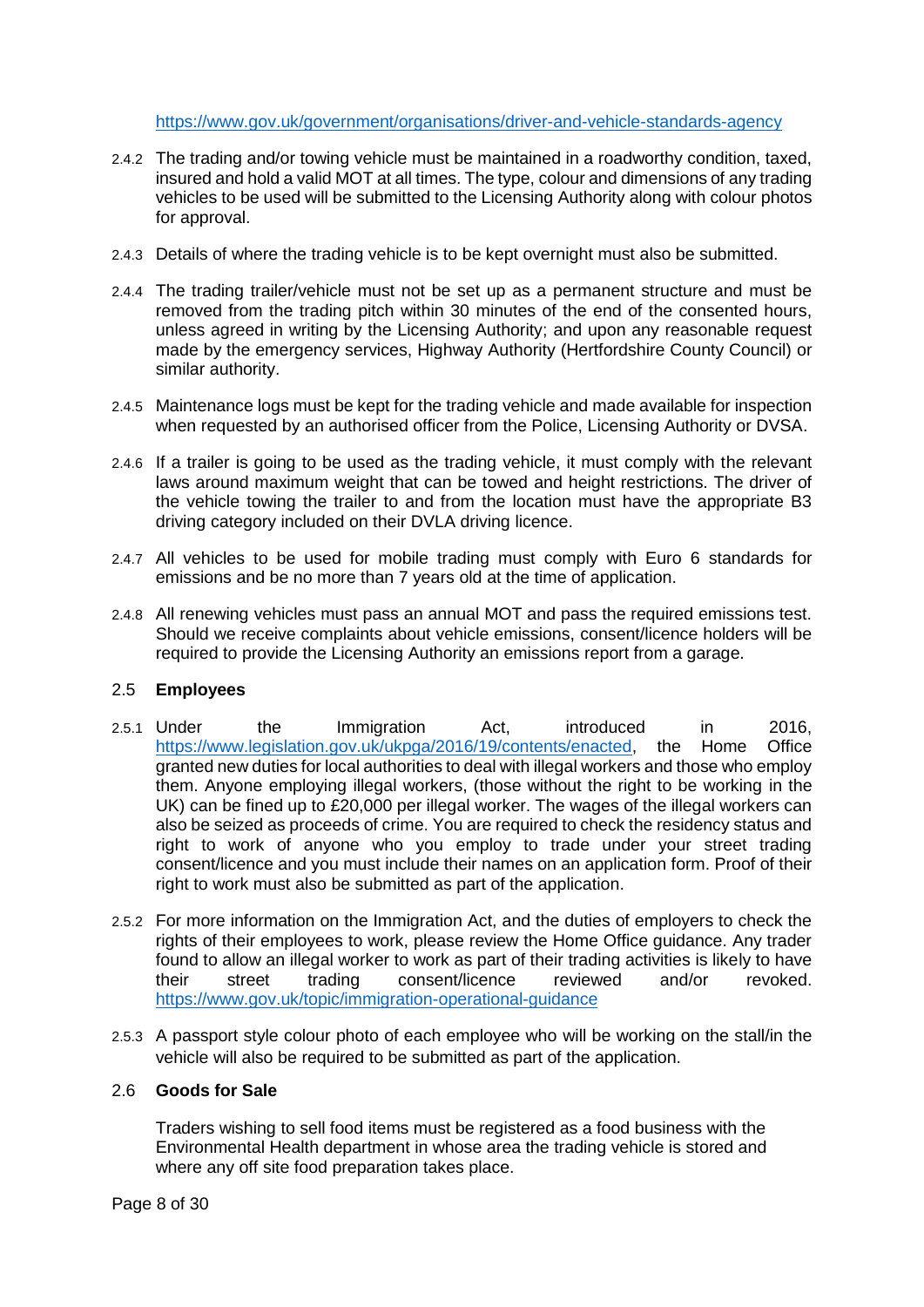https://www.gov.uk/government/organisations/driver-and-vehicle-standards-agency

2.4.2 The trading and/or towing vehicle must be maintained in a roadworthy condition, taxed, insured and hold a valid MOT at all times. The type, colour and dimensions of any trading vehicles to be used will be submitted to the Licensing Authority along with colour photos for approval.

2.4.3 Details of where the trading vehicle is to be kept overnight must also be submitted.

2.4.4 The trading trailer/vehicle must not be set up as a permanent structure and must be removed from the trading pitch within 30 minutes of the end of the consented hours, unless agreed in writing by the Licensing Authority; and upon any reasonable request made by the emergency services, Highway Authority (Hertfordshire County Council) or similar authority.

2.4.5 Maintenance logs must be kept for the trading vehicle and made available for inspection when requested by an authorised officer from the Police, Licensing Authority or DVSA.

2.4.6 If a trailer is going to be used as the trading vehicle, it must comply with the relevant laws around maximum weight that can be towed and height restrictions. The driver of the vehicle towing the trailer to and from the location must have the appropriate B3 driving category included on their DVLA driving licence.

2.4.7 All vehicles to be used for mobile trading must comply with Euro 6 standards for emissions and be no more than 7 years old at the time of application.

2.4.8 All renewing vehicles must pass an annual MOT and pass the required emissions test. Should we receive complaints about vehicle emissions, consent/licence holders will be required to provide the Licensing Authority an emissions report from a garage.

## 2.5 Employees

2.5.1 Under the Immigration Act, introduced in 2016, https://www.legislation.gov.uk/ukpga/2016/19/contents/enacted, the Home Office granted new duties for local authorities to deal with illegal workers and those who employ them. Anyone employing illegal workers, (those without the right to be working in the UK) can be fined up to £20,000 per illegal worker. The wages of the illegal workers can also be seized as proceeds of crime. You are required to check the residency status and right to work of anyone who you employ to trade under your street trading consent/licence and you must include their names on an application form. Proof of their right to work must also be submitted as part of the application.

2.5.2 For more information on the Immigration Act, and the duties of employers to check the rights of their employees to work, please review the Home Office guidance. Any trader found to allow an illegal worker to work as part of their trading activities is likely to have their street trading consent/licence reviewed and/or revoked. https://www.gov.uk/topic/immigration-operational-guidance

2.5.3 A passport style colour photo of each employee who will be working on the stall/in the vehicle will also be required to be submitted as part of the application.

## 2.6 Goods for Sale

Traders wishing to sell food items must be registered as a food business with the Environmental Health department in whose area the trading vehicle is stored and where any off site food preparation takes place.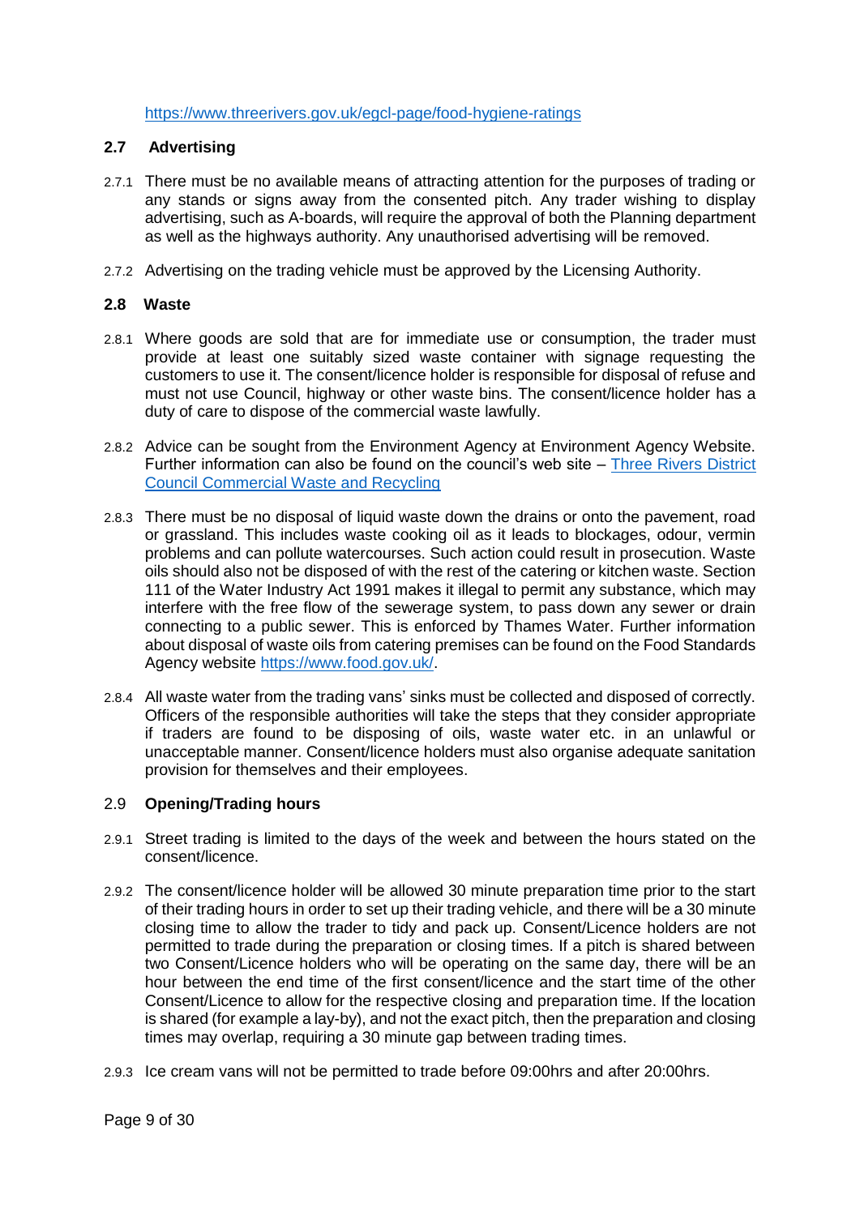https://www.threerivers.gov.uk/egcl-page/food-hygiene-ratings

### 2.7 Advertising

2.7.1 There must be no available means of attracting attention for the purposes of trading or any stands or signs away from the consented pitch. Any trader wishing to display advertising, such as A-boards, will require the approval of both the Planning department as well as the highways authority. Any unauthorised advertising will be removed.

2.7.2 Advertising on the trading vehicle must be approved by the Licensing Authority.

### 2.8 Waste

2.8.1 Where goods are sold that are for immediate use or consumption, the trader must provide at least one suitably sized waste container with signage requesting the customers to use it. The consent/licence holder is responsible for disposal of refuse and must not use Council, highway or other waste bins. The consent/licence holder has a duty of care to dispose of the commercial waste lawfully.

2.8.2 Advice can be sought from the Environment Agency at Environment Agency Website. Further information can also be found on the council's web site – [Three Rivers District Council Commercial Waste and Recycling]

2.8.3 There must be no disposal of liquid waste down the drains or onto the pavement, road or grassland. This includes waste cooking oil as it leads to blockages, odour, vermin problems and can pollute watercourses. Such action could result in prosecution. Waste oils should also not be disposed of with the rest of the catering or kitchen waste. Section 111 of the Water Industry Act 1991 makes it illegal to permit any substance, which may interfere with the free flow of the sewerage system, to pass down any sewer or drain connecting to a public sewer. This is enforced by Thames Water. Further information about disposal of waste oils from catering premises can be found on the Food Standards Agency website https://www.food.gov.uk/.

2.8.4 All waste water from the trading vans' sinks must be collected and disposed of correctly. Officers of the responsible authorities will take the steps that they consider appropriate if traders are found to be disposing of oils, waste water etc. in an unlawful or unacceptable manner. Consent/licence holders must also organise adequate sanitation provision for themselves and their employees.

### 2.9 Opening/Trading hours

2.9.1 Street trading is limited to the days of the week and between the hours stated on the consent/licence.

2.9.2 The consent/licence holder will be allowed 30 minute preparation time prior to the start of their trading hours in order to set up their trading vehicle, and there will be a 30 minute closing time to allow the trader to tidy and pack up. Consent/Licence holders are not permitted to trade during the preparation or closing times. If a pitch is shared between two Consent/Licence holders who will be operating on the same day, there will be an hour between the end time of the first consent/licence and the start time of the other Consent/Licence to allow for the respective closing and preparation time. If the location is shared (for example a lay-by), and not the exact pitch, then the preparation and closing times may overlap, requiring a 30 minute gap between trading times.

2.9.3 Ice cream vans will not be permitted to trade before 09:00hrs and after 20:00hrs.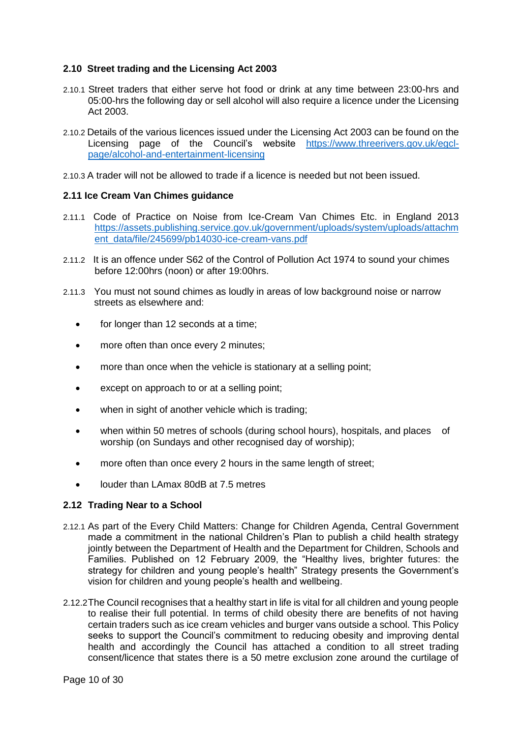## 2.10 Street trading and the Licensing Act 2003

2.10.1 Street traders that either serve hot food or drink at any time between 23:00-hrs and 05:00-hrs the following day or sell alcohol will also require a licence under the Licensing Act 2003.

2.10.2 Details of the various licences issued under the Licensing Act 2003 can be found on the Licensing page of the Council's website [https://www.threerivers.gov.uk/egcl-page/alcohol-and-entertainment-licensing](https://www.threerivers.gov.uk/egcl-page/alcohol-and-entertainment-licensing)

2.10.3 A trader will not be allowed to trade if a licence is needed but not been issued.

## 2.11 Ice Cream Van Chimes guidance

2.11.1 Code of Practice on Noise from Ice-Cream Van Chimes Etc. in England 2013 [https://assets.publishing.service.gov.uk/government/uploads/system/uploads/attachment_data/file/245699/pb14030-ice-cream-vans.pdf](https://assets.publishing.service.gov.uk/government/uploads/system/uploads/attachment_data/file/245699/pb14030-ice-cream-vans.pdf)

2.11.2 It is an offence under S62 of the Control of Pollution Act 1974 to sound your chimes before 12:00hrs (noon) or after 19:00hrs.

2.11.3 You must not sound chimes as loudly in areas of low background noise or narrow streets as elsewhere and:

- for longer than 12 seconds at a time;
- more often than once every 2 minutes;
- more than once when the vehicle is stationary at a selling point;
- except on approach to or at a selling point;
- when in sight of another vehicle which is trading;
- when within 50 metres of schools (during school hours), hospitals, and places of worship (on Sundays and other recognised day of worship);
- more often than once every 2 hours in the same length of street;
- louder than LAmax 80dB at 7.5 metres

## 2.12 Trading Near to a School

2.12.1 As part of the Every Child Matters: Change for Children Agenda, Central Government made a commitment in the national Children's Plan to publish a child health strategy jointly between the Department of Health and the Department for Children, Schools and Families. Published on 12 February 2009, the "Healthy lives, brighter futures: the strategy for children and young people's health" Strategy presents the Government's vision for children and young people's health and wellbeing.

2.12.2 The Council recognises that a healthy start in life is vital for all children and young people to realise their full potential. In terms of child obesity there are benefits of not having certain traders such as ice cream vehicles and burger vans outside a school. This Policy seeks to support the Council's commitment to reducing obesity and improving dental health and accordingly the Council has attached a condition to all street trading consent/licence that states there is a 50 metre exclusion zone around the curtilage of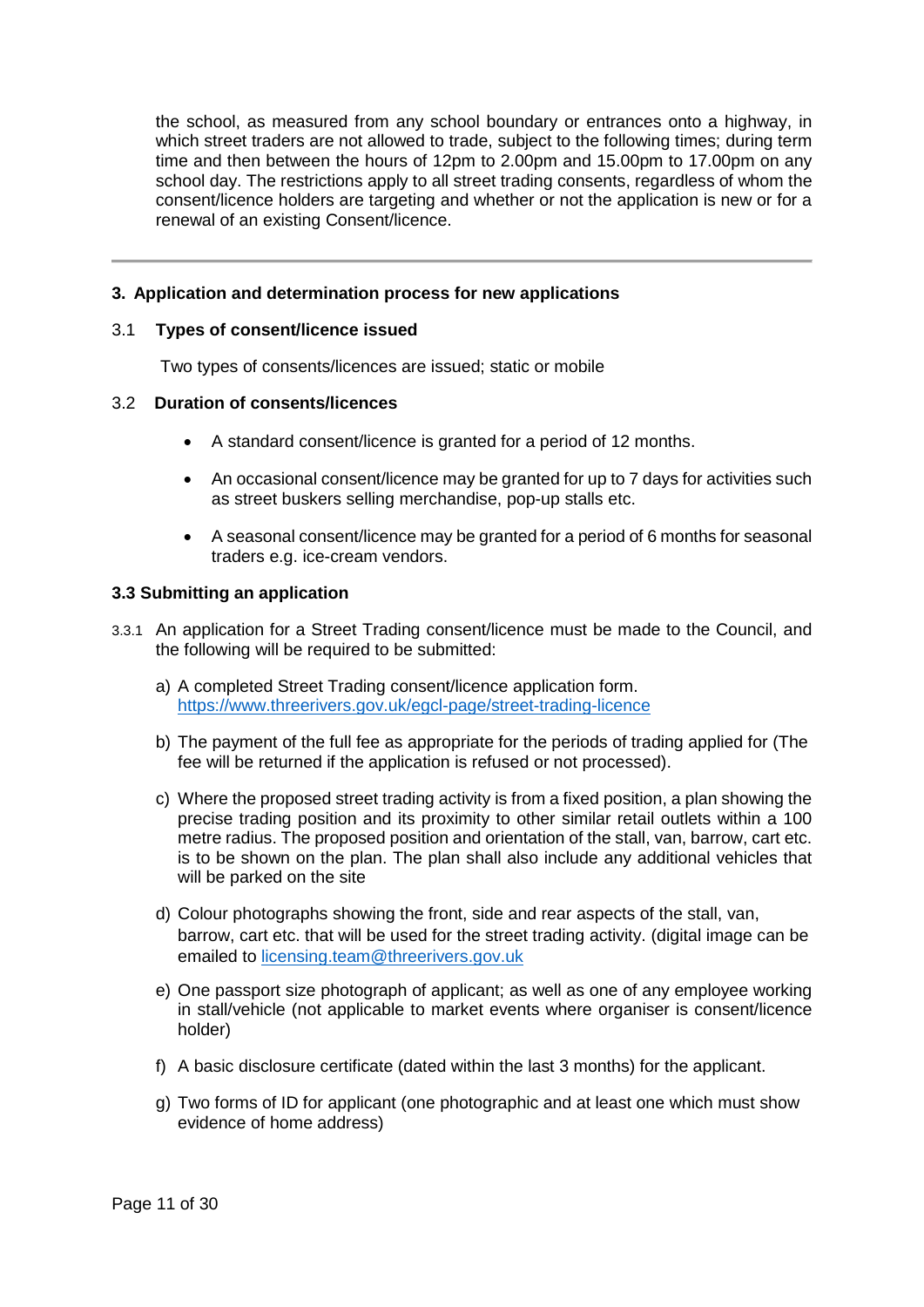the school, as measured from any school boundary or entrances onto a highway, in which street traders are not allowed to trade, subject to the following times; during term time and then between the hours of 12pm to 2.00pm and 15.00pm to 17.00pm on any school day. The restrictions apply to all street trading consents, regardless of whom the consent/licence holders are targeting and whether or not the application is new or for a renewal of an existing Consent/licence.

---

## 3. Application and determination process for new applications

### 3.1 Types of consent/licence issued

Two types of consents/licences are issued; static or mobile

### 3.2 Duration of consents/licences

- A standard consent/licence is granted for a period of 12 months.
- An occasional consent/licence may be granted for up to 7 days for activities such as street buskers selling merchandise, pop-up stalls etc.
- A seasonal consent/licence may be granted for a period of 6 months for seasonal traders e.g. ice-cream vendors.

### 3.3 Submitting an application

3.3.1 An application for a Street Trading consent/licence must be made to the Council, and the following will be required to be submitted:

a) A completed Street Trading consent/licence application form. https://www.threerivers.gov.uk/egcl-page/street-trading-licence

b) The payment of the full fee as appropriate for the periods of trading applied for (The fee will be returned if the application is refused or not processed).

c) Where the proposed street trading activity is from a fixed position, a plan showing the precise trading position and its proximity to other similar retail outlets within a 100 metre radius. The proposed position and orientation of the stall, van, barrow, cart etc. is to be shown on the plan. The plan shall also include any additional vehicles that will be parked on the site

d) Colour photographs showing the front, side and rear aspects of the stall, van, barrow, cart etc. that will be used for the street trading activity. (digital image can be emailed to licensing.team@threerivers.gov.uk

e) One passport size photograph of applicant; as well as one of any employee working in stall/vehicle (not applicable to market events where organiser is consent/licence holder)

f) A basic disclosure certificate (dated within the last 3 months) for the applicant.

g) Two forms of ID for applicant (one photographic and at least one which must show evidence of home address)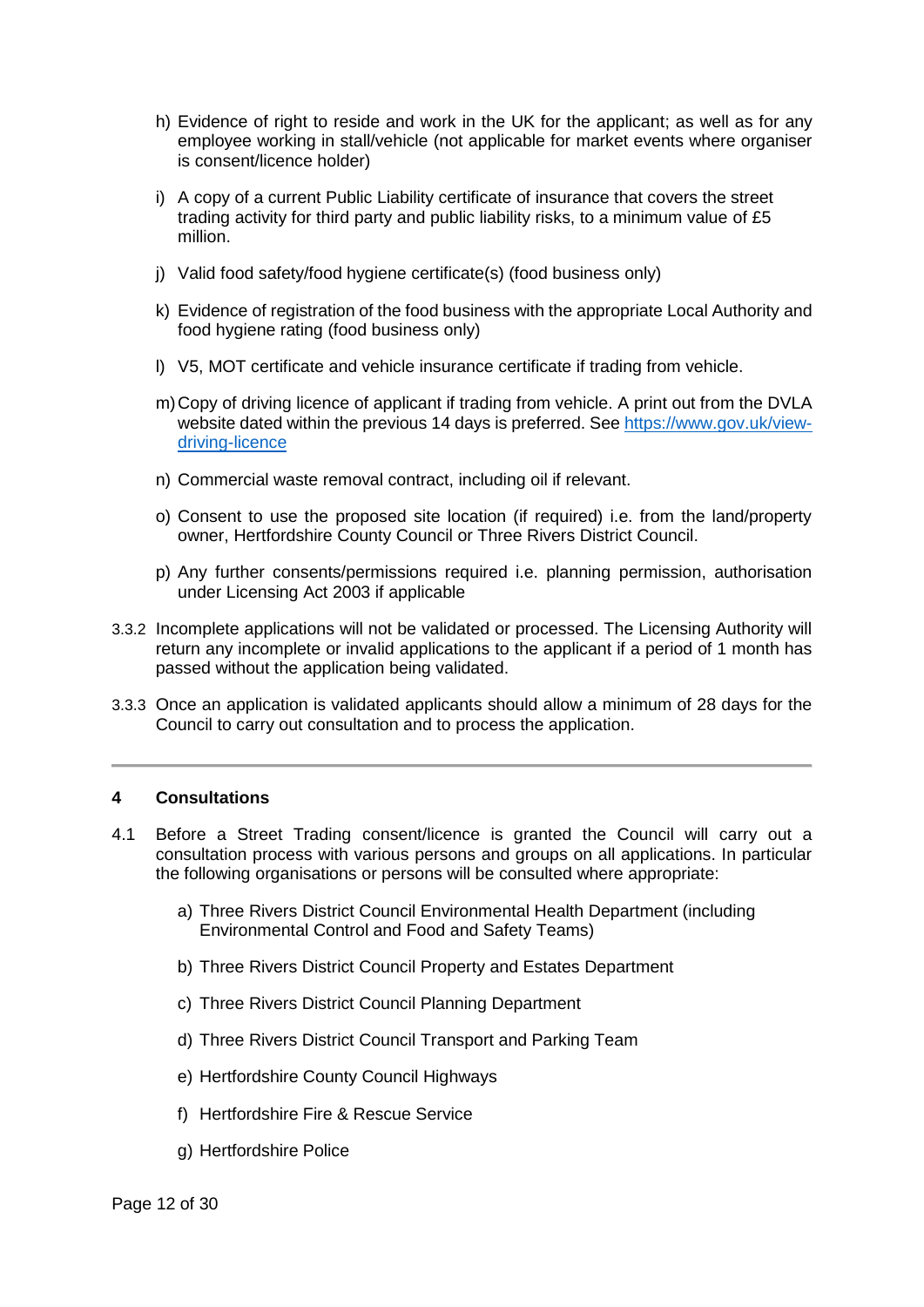h) Evidence of right to reside and work in the UK for the applicant; as well as for any employee working in stall/vehicle (not applicable for market events where organiser is consent/licence holder)

i) A copy of a current Public Liability certificate of insurance that covers the street trading activity for third party and public liability risks, to a minimum value of £5 million.

j) Valid food safety/food hygiene certificate(s) (food business only)

k) Evidence of registration of the food business with the appropriate Local Authority and food hygiene rating (food business only)

l) V5, MOT certificate and vehicle insurance certificate if trading from vehicle.

m) Copy of driving licence of applicant if trading from vehicle. A print out from the DVLA website dated within the previous 14 days is preferred. See [https://www.gov.uk/view-driving-licence](https://www.gov.uk/view-driving-licence)

n) Commercial waste removal contract, including oil if relevant.

o) Consent to use the proposed site location (if required) i.e. from the land/property owner, Hertfordshire County Council or Three Rivers District Council.

p) Any further consents/permissions required i.e. planning permission, authorisation under Licensing Act 2003 if applicable

3.3.2 Incomplete applications will not be validated or processed. The Licensing Authority will return any incomplete or invalid applications to the applicant if a period of 1 month has passed without the application being validated.

3.3.3 Once an application is validated applicants should allow a minimum of 28 days for the Council to carry out consultation and to process the application.

---

## 4 Consultations

4.1 Before a Street Trading consent/licence is granted the Council will carry out a consultation process with various persons and groups on all applications. In particular the following organisations or persons will be consulted where appropriate:

a) Three Rivers District Council Environmental Health Department (including Environmental Control and Food and Safety Teams)

b) Three Rivers District Council Property and Estates Department

c) Three Rivers District Council Planning Department

d) Three Rivers District Council Transport and Parking Team

e) Hertfordshire County Council Highways

f) Hertfordshire Fire & Rescue Service

g) Hertfordshire Police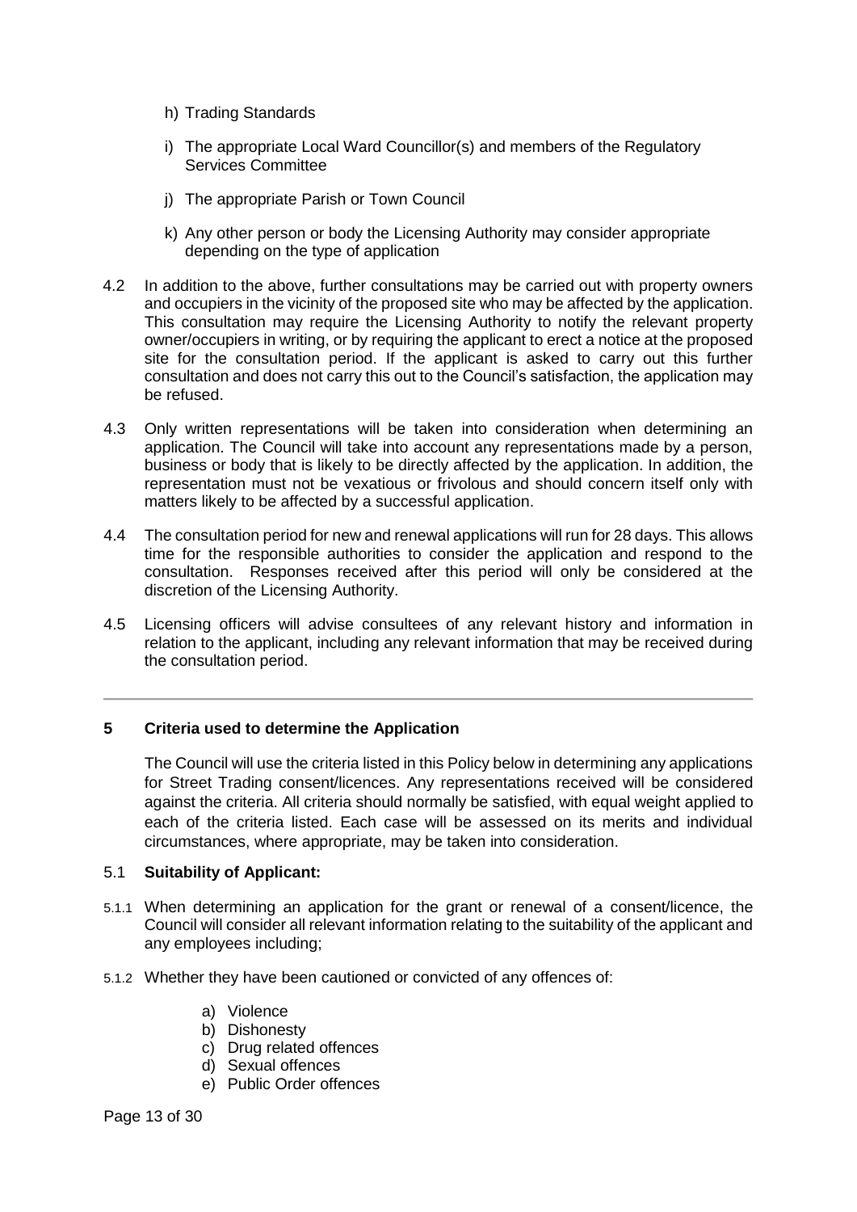h) Trading Standards

i) The appropriate Local Ward Councillor(s) and members of the Regulatory Services Committee

j) The appropriate Parish or Town Council

k) Any other person or body the Licensing Authority may consider appropriate depending on the type of application

4.2 In addition to the above, further consultations may be carried out with property owners and occupiers in the vicinity of the proposed site who may be affected by the application. This consultation may require the Licensing Authority to notify the relevant property owner/occupiers in writing, or by requiring the applicant to erect a notice at the proposed site for the consultation period. If the applicant is asked to carry out this further consultation and does not carry this out to the Council's satisfaction, the application may be refused.

4.3 Only written representations will be taken into consideration when determining an application. The Council will take into account any representations made by a person, business or body that is likely to be directly affected by the application. In addition, the representation must not be vexatious or frivolous and should concern itself only with matters likely to be affected by a successful application.

4.4 The consultation period for new and renewal applications will run for 28 days. This allows time for the responsible authorities to consider the application and respond to the consultation. Responses received after this period will only be considered at the discretion of the Licensing Authority.

4.5 Licensing officers will advise consultees of any relevant history and information in relation to the applicant, including any relevant information that may be received during the consultation period.

---

## 5 Criteria used to determine the Application

The Council will use the criteria listed in this Policy below in determining any applications for Street Trading consent/licences. Any representations received will be considered against the criteria. All criteria should normally be satisfied, with equal weight applied to each of the criteria listed. Each case will be assessed on its merits and individual circumstances, where appropriate, may be taken into consideration.

### 5.1 Suitability of Applicant:

5.1.1 When determining an application for the grant or renewal of a consent/licence, the Council will consider all relevant information relating to the suitability of the applicant and any employees including;

5.1.2 Whether they have been cautioned or convicted of any offences of:

a) Violence
b) Dishonesty
c) Drug related offences
d) Sexual offences
e) Public Order offences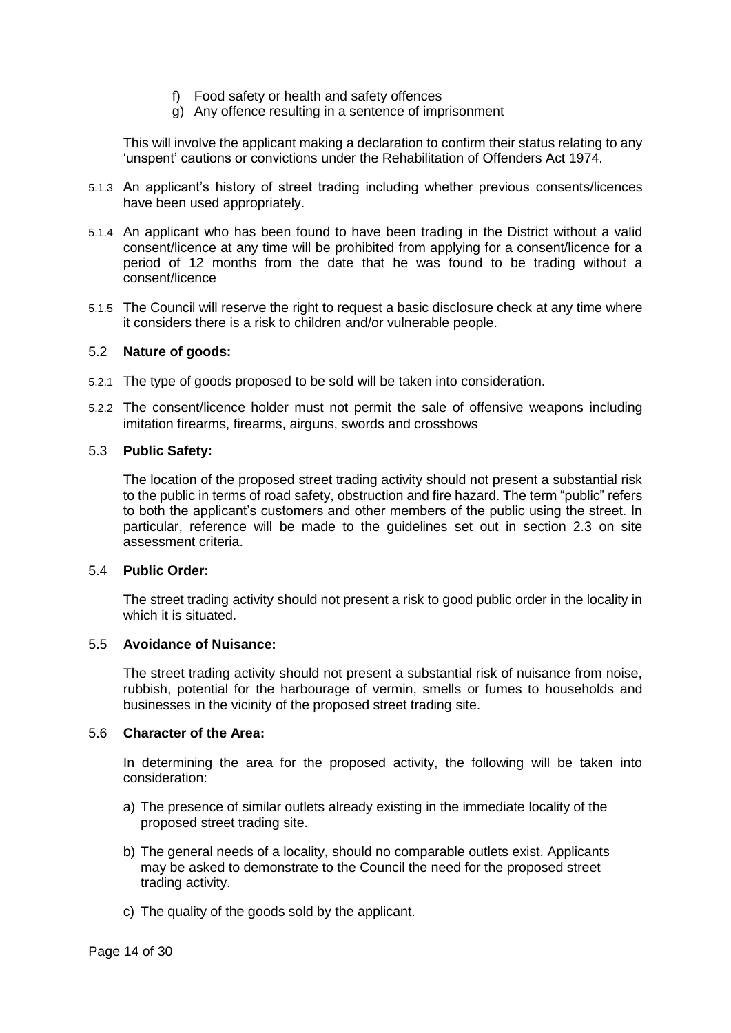f) Food safety or health and safety offences
g) Any offence resulting in a sentence of imprisonment

This will involve the applicant making a declaration to confirm their status relating to any 'unspent' cautions or convictions under the Rehabilitation of Offenders Act 1974.

5.1.3 An applicant's history of street trading including whether previous consents/licences have been used appropriately.

5.1.4 An applicant who has been found to have been trading in the District without a valid consent/licence at any time will be prohibited from applying for a consent/licence for a period of 12 months from the date that he was found to be trading without a consent/licence

5.1.5 The Council will reserve the right to request a basic disclosure check at any time where it considers there is a risk to children and/or vulnerable people.

### 5.2 Nature of goods:

5.2.1 The type of goods proposed to be sold will be taken into consideration.

5.2.2 The consent/licence holder must not permit the sale of offensive weapons including imitation firearms, firearms, airguns, swords and crossbows

### 5.3 Public Safety:

The location of the proposed street trading activity should not present a substantial risk to the public in terms of road safety, obstruction and fire hazard. The term "public" refers to both the applicant's customers and other members of the public using the street. In particular, reference will be made to the guidelines set out in section 2.3 on site assessment criteria.

### 5.4 Public Order:

The street trading activity should not present a risk to good public order in the locality in which it is situated.

### 5.5 Avoidance of Nuisance:

The street trading activity should not present a substantial risk of nuisance from noise, rubbish, potential for the harbourage of vermin, smells or fumes to households and businesses in the vicinity of the proposed street trading site.

### 5.6 Character of the Area:

In determining the area for the proposed activity, the following will be taken into consideration:

a) The presence of similar outlets already existing in the immediate locality of the proposed street trading site.

b) The general needs of a locality, should no comparable outlets exist. Applicants may be asked to demonstrate to the Council the need for the proposed street trading activity.

c) The quality of the goods sold by the applicant.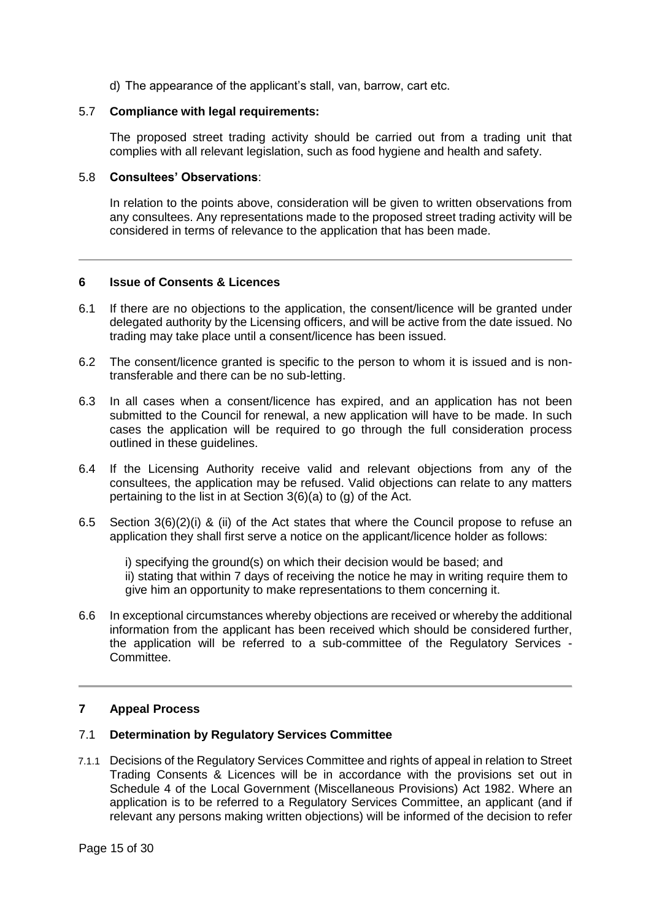d) The appearance of the applicant's stall, van, barrow, cart etc.

5.7 **Compliance with legal requirements:**

The proposed street trading activity should be carried out from a trading unit that complies with all relevant legislation, such as food hygiene and health and safety.

5.8 **Consultees' Observations**:

In relation to the points above, consideration will be given to written observations from any consultees. Any representations made to the proposed street trading activity will be considered in terms of relevance to the application that has been made.

---

## 6 Issue of Consents & Licences

6.1 If there are no objections to the application, the consent/licence will be granted under delegated authority by the Licensing officers, and will be active from the date issued. No trading may take place until a consent/licence has been issued.

6.2 The consent/licence granted is specific to the person to whom it is issued and is non-transferable and there can be no sub-letting.

6.3 In all cases when a consent/licence has expired, and an application has not been submitted to the Council for renewal, a new application will have to be made. In such cases the application will be required to go through the full consideration process outlined in these guidelines.

6.4 If the Licensing Authority receive valid and relevant objections from any of the consultees, the application may be refused. Valid objections can relate to any matters pertaining to the list in at Section 3(6)(a) to (g) of the Act.

6.5 Section 3(6)(2)(i) & (ii) of the Act states that where the Council propose to refuse an application they shall first serve a notice on the applicant/licence holder as follows:

i) specifying the ground(s) on which their decision would be based; and
ii) stating that within 7 days of receiving the notice he may in writing require them to give him an opportunity to make representations to them concerning it.

6.6 In exceptional circumstances whereby objections are received or whereby the additional information from the applicant has been received which should be considered further, the application will be referred to a sub-committee of the Regulatory Services - Committee.

---

## 7 Appeal Process

### 7.1 Determination by Regulatory Services Committee

7.1.1 Decisions of the Regulatory Services Committee and rights of appeal in relation to Street Trading Consents & Licences will be in accordance with the provisions set out in Schedule 4 of the Local Government (Miscellaneous Provisions) Act 1982. Where an application is to be referred to a Regulatory Services Committee, an applicant (and if relevant any persons making written objections) will be informed of the decision to refer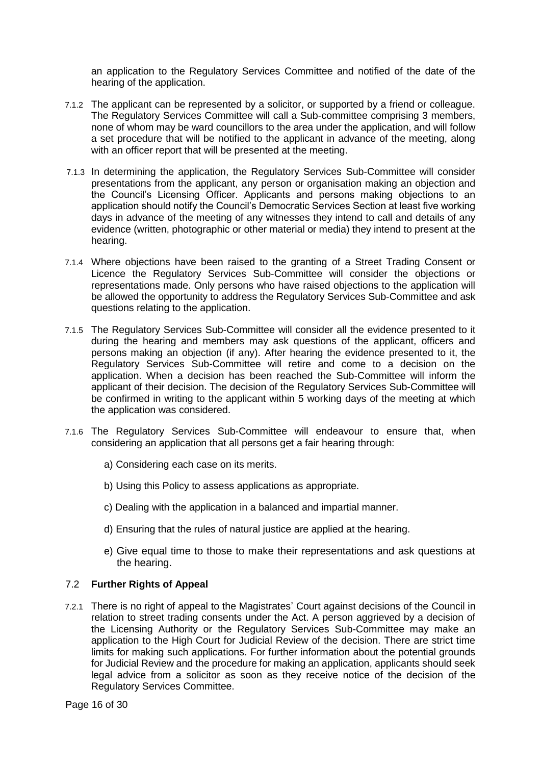an application to the Regulatory Services Committee and notified of the date of the hearing of the application.

7.1.2 The applicant can be represented by a solicitor, or supported by a friend or colleague. The Regulatory Services Committee will call a Sub-committee comprising 3 members, none of whom may be ward councillors to the area under the application, and will follow a set procedure that will be notified to the applicant in advance of the meeting, along with an officer report that will be presented at the meeting.

7.1.3 In determining the application, the Regulatory Services Sub-Committee will consider presentations from the applicant, any person or organisation making an objection and the Council's Licensing Officer. Applicants and persons making objections to an application should notify the Council's Democratic Services Section at least five working days in advance of the meeting of any witnesses they intend to call and details of any evidence (written, photographic or other material or media) they intend to present at the hearing.

7.1.4 Where objections have been raised to the granting of a Street Trading Consent or Licence the Regulatory Services Sub-Committee will consider the objections or representations made. Only persons who have raised objections to the application will be allowed the opportunity to address the Regulatory Services Sub-Committee and ask questions relating to the application.

7.1.5 The Regulatory Services Sub-Committee will consider all the evidence presented to it during the hearing and members may ask questions of the applicant, officers and persons making an objection (if any). After hearing the evidence presented to it, the Regulatory Services Sub-Committee will retire and come to a decision on the application. When a decision has been reached the Sub-Committee will inform the applicant of their decision. The decision of the Regulatory Services Sub-Committee will be confirmed in writing to the applicant within 5 working days of the meeting at which the application was considered.

7.1.6 The Regulatory Services Sub-Committee will endeavour to ensure that, when considering an application that all persons get a fair hearing through:

a) Considering each case on its merits.

b) Using this Policy to assess applications as appropriate.

c) Dealing with the application in a balanced and impartial manner.

d) Ensuring that the rules of natural justice are applied at the hearing.

e) Give equal time to those to make their representations and ask questions at the hearing.

## 7.2 Further Rights of Appeal

7.2.1 There is no right of appeal to the Magistrates' Court against decisions of the Council in relation to street trading consents under the Act. A person aggrieved by a decision of the Licensing Authority or the Regulatory Services Sub-Committee may make an application to the High Court for Judicial Review of the decision. There are strict time limits for making such applications. For further information about the potential grounds for Judicial Review and the procedure for making an application, applicants should seek legal advice from a solicitor as soon as they receive notice of the decision of the Regulatory Services Committee.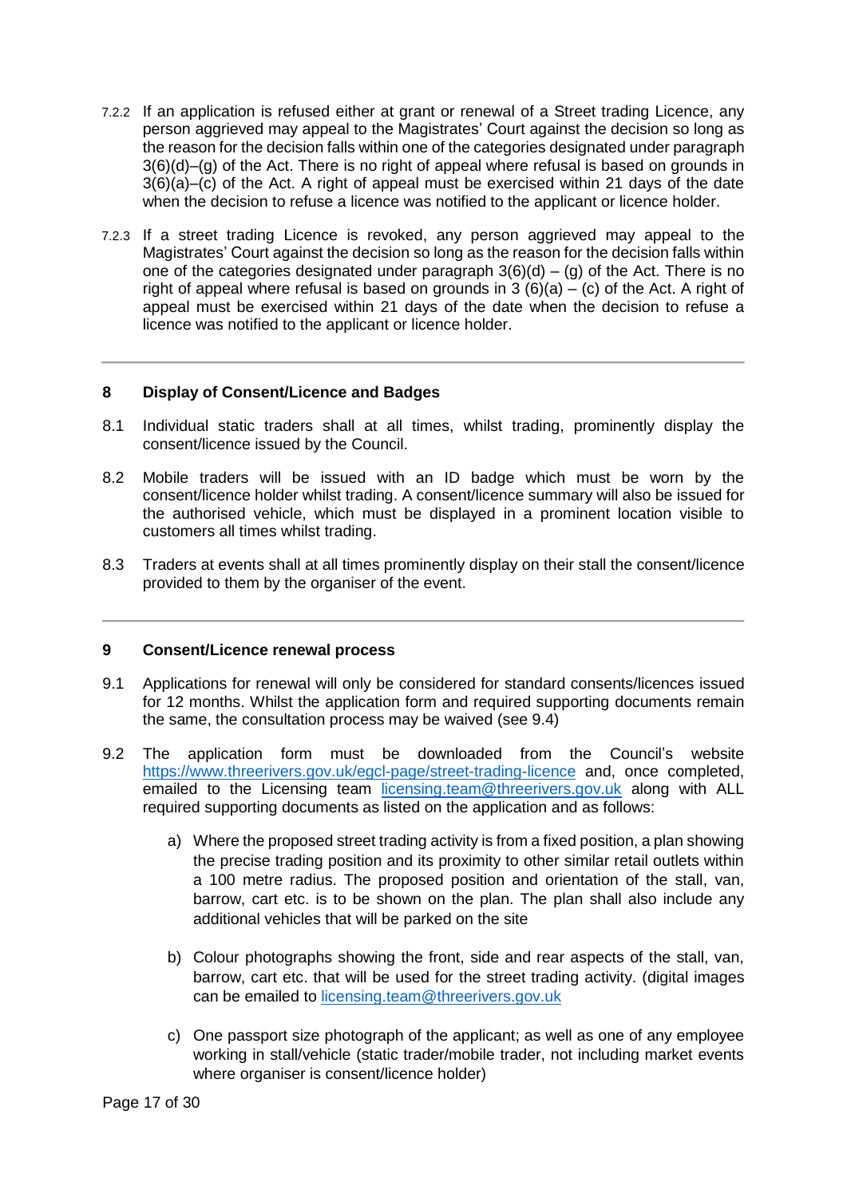7.2.2 If an application is refused either at grant or renewal of a Street trading Licence, any person aggrieved may appeal to the Magistrates' Court against the decision so long as the reason for the decision falls within one of the categories designated under paragraph 3(6)(d)–(g) of the Act. There is no right of appeal where refusal is based on grounds in 3(6)(a)–(c) of the Act. A right of appeal must be exercised within 21 days of the date when the decision to refuse a licence was notified to the applicant or licence holder.

7.2.3 If a street trading Licence is revoked, any person aggrieved may appeal to the Magistrates' Court against the decision so long as the reason for the decision falls within one of the categories designated under paragraph 3(6)(d) – (g) of the Act. There is no right of appeal where refusal is based on grounds in 3 (6)(a) – (c) of the Act. A right of appeal must be exercised within 21 days of the date when the decision to refuse a licence was notified to the applicant or licence holder.

---

## 8 Display of Consent/Licence and Badges

8.1 Individual static traders shall at all times, whilst trading, prominently display the consent/licence issued by the Council.

8.2 Mobile traders will be issued with an ID badge which must be worn by the consent/licence holder whilst trading. A consent/licence summary will also be issued for the authorised vehicle, which must be displayed in a prominent location visible to customers all times whilst trading.

8.3 Traders at events shall at all times prominently display on their stall the consent/licence provided to them by the organiser of the event.

---

## 9 Consent/Licence renewal process

9.1 Applications for renewal will only be considered for standard consents/licences issued for 12 months. Whilst the application form and required supporting documents remain the same, the consultation process may be waived (see 9.4)

9.2 The application form must be downloaded from the Council's website https://www.threerivers.gov.uk/egcl-page/street-trading-licence and, once completed, emailed to the Licensing team licensing.team@threerivers.gov.uk along with ALL required supporting documents as listed on the application and as follows:

a) Where the proposed street trading activity is from a fixed position, a plan showing the precise trading position and its proximity to other similar retail outlets within a 100 metre radius. The proposed position and orientation of the stall, van, barrow, cart etc. is to be shown on the plan. The plan shall also include any additional vehicles that will be parked on the site

b) Colour photographs showing the front, side and rear aspects of the stall, van, barrow, cart etc. that will be used for the street trading activity. (digital images can be emailed to licensing.team@threerivers.gov.uk

c) One passport size photograph of the applicant; as well as one of any employee working in stall/vehicle (static trader/mobile trader, not including market events where organiser is consent/licence holder)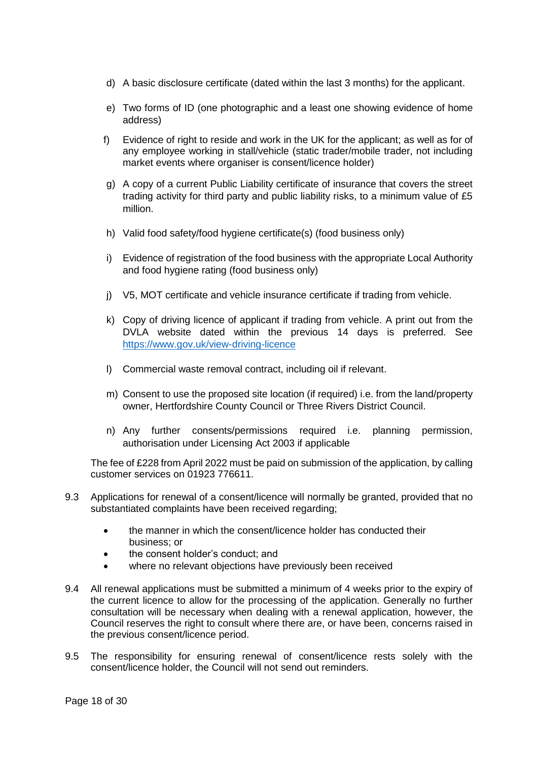d) A basic disclosure certificate (dated within the last 3 months) for the applicant.

e) Two forms of ID (one photographic and a least one showing evidence of home address)

f) Evidence of right to reside and work in the UK for the applicant; as well as for of any employee working in stall/vehicle (static trader/mobile trader, not including market events where organiser is consent/licence holder)

g) A copy of a current Public Liability certificate of insurance that covers the street trading activity for third party and public liability risks, to a minimum value of £5 million.

h) Valid food safety/food hygiene certificate(s) (food business only)

i) Evidence of registration of the food business with the appropriate Local Authority and food hygiene rating (food business only)

j) V5, MOT certificate and vehicle insurance certificate if trading from vehicle.

k) Copy of driving licence of applicant if trading from vehicle. A print out from the DVLA website dated within the previous 14 days is preferred. See https://www.gov.uk/view-driving-licence

l) Commercial waste removal contract, including oil if relevant.

m) Consent to use the proposed site location (if required) i.e. from the land/property owner, Hertfordshire County Council or Three Rivers District Council.

n) Any further consents/permissions required i.e. planning permission, authorisation under Licensing Act 2003 if applicable

The fee of £228 from April 2022 must be paid on submission of the application, by calling customer services on 01923 776611.

9.3 Applications for renewal of a consent/licence will normally be granted, provided that no substantiated complaints have been received regarding;

- the manner in which the consent/licence holder has conducted their business; or
- the consent holder's conduct; and
- where no relevant objections have previously been received

9.4 All renewal applications must be submitted a minimum of 4 weeks prior to the expiry of the current licence to allow for the processing of the application. Generally no further consultation will be necessary when dealing with a renewal application, however, the Council reserves the right to consult where there are, or have been, concerns raised in the previous consent/licence period.

9.5 The responsibility for ensuring renewal of consent/licence rests solely with the consent/licence holder, the Council will not send out reminders.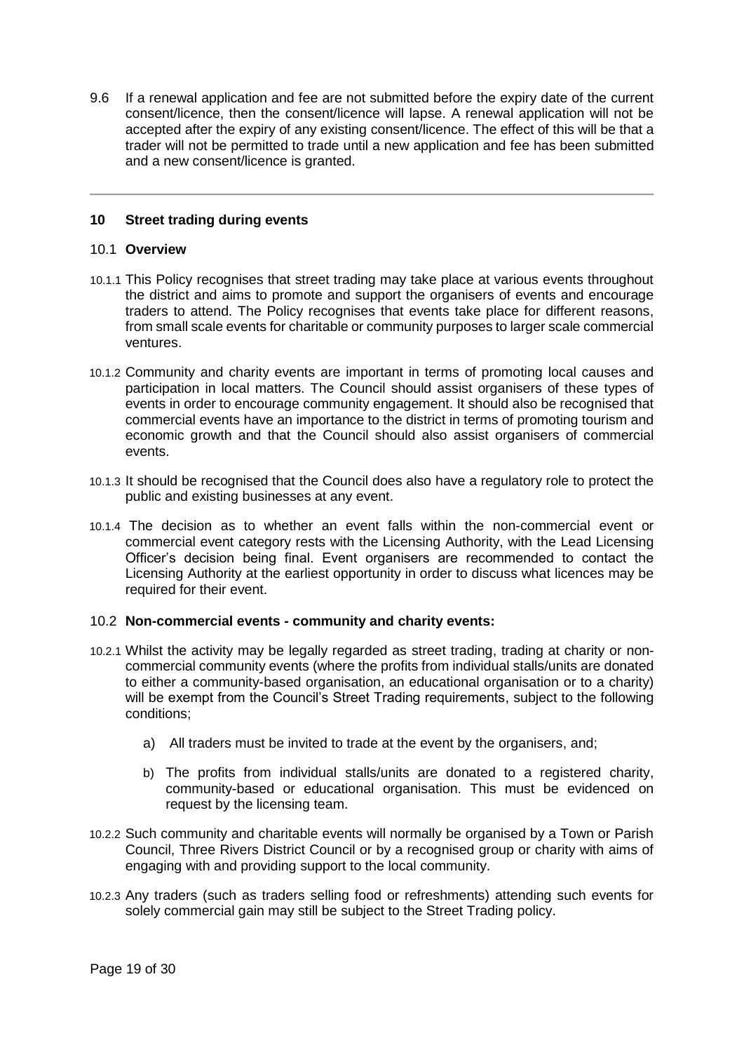9.6 If a renewal application and fee are not submitted before the expiry date of the current consent/licence, then the consent/licence will lapse. A renewal application will not be accepted after the expiry of any existing consent/licence. The effect of this will be that a trader will not be permitted to trade until a new application and fee has been submitted and a new consent/licence is granted.

---

## 10 Street trading during events

### 10.1 Overview

10.1.1 This Policy recognises that street trading may take place at various events throughout the district and aims to promote and support the organisers of events and encourage traders to attend. The Policy recognises that events take place for different reasons, from small scale events for charitable or community purposes to larger scale commercial ventures.

10.1.2 Community and charity events are important in terms of promoting local causes and participation in local matters. The Council should assist organisers of these types of events in order to encourage community engagement. It should also be recognised that commercial events have an importance to the district in terms of promoting tourism and economic growth and that the Council should also assist organisers of commercial events.

10.1.3 It should be recognised that the Council does also have a regulatory role to protect the public and existing businesses at any event.

10.1.4 The decision as to whether an event falls within the non-commercial event or commercial event category rests with the Licensing Authority, with the Lead Licensing Officer's decision being final. Event organisers are recommended to contact the Licensing Authority at the earliest opportunity in order to discuss what licences may be required for their event.

### 10.2 Non-commercial events - community and charity events:

10.2.1 Whilst the activity may be legally regarded as street trading, trading at charity or non-commercial community events (where the profits from individual stalls/units are donated to either a community-based organisation, an educational organisation or to a charity) will be exempt from the Council's Street Trading requirements, subject to the following conditions;

a) All traders must be invited to trade at the event by the organisers, and;

b) The profits from individual stalls/units are donated to a registered charity, community-based or educational organisation. This must be evidenced on request by the licensing team.

10.2.2 Such community and charitable events will normally be organised by a Town or Parish Council, Three Rivers District Council or by a recognised group or charity with aims of engaging with and providing support to the local community.

10.2.3 Any traders (such as traders selling food or refreshments) attending such events for solely commercial gain may still be subject to the Street Trading policy.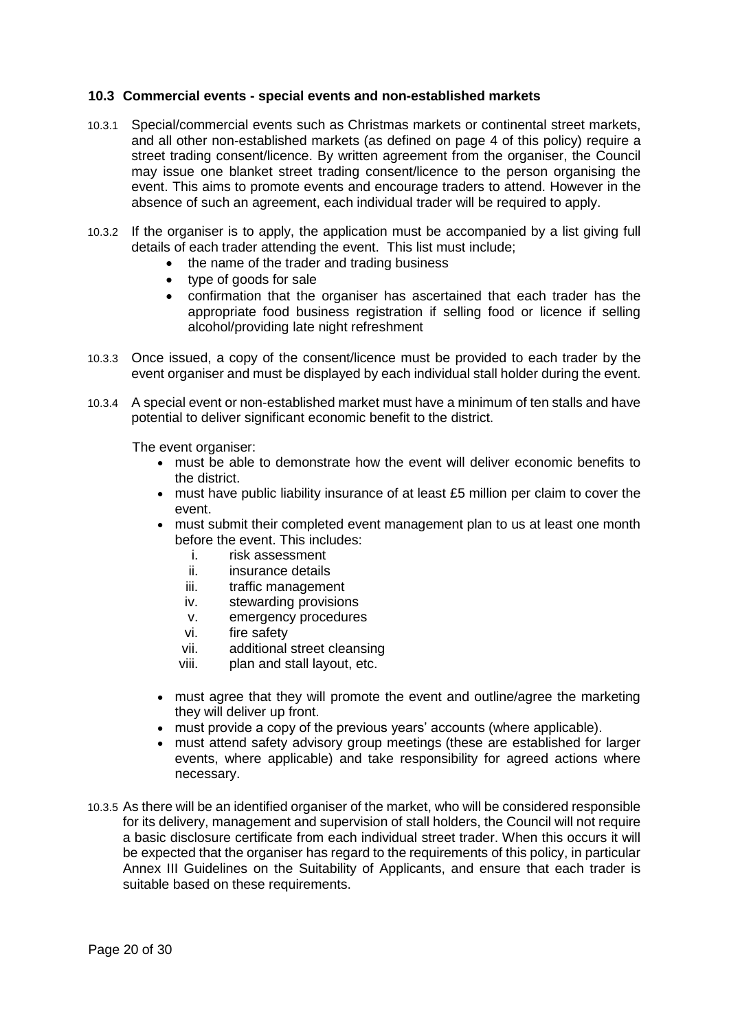### 10.3 Commercial events - special events and non-established markets

10.3.1 Special/commercial events such as Christmas markets or continental street markets, and all other non-established markets (as defined on page 4 of this policy) require a street trading consent/licence. By written agreement from the organiser, the Council may issue one blanket street trading consent/licence to the person organising the event. This aims to promote events and encourage traders to attend. However in the absence of such an agreement, each individual trader will be required to apply.

10.3.2 If the organiser is to apply, the application must be accompanied by a list giving full details of each trader attending the event. This list must include;

- the name of the trader and trading business
- type of goods for sale
- confirmation that the organiser has ascertained that each trader has the appropriate food business registration if selling food or licence if selling alcohol/providing late night refreshment

10.3.3 Once issued, a copy of the consent/licence must be provided to each trader by the event organiser and must be displayed by each individual stall holder during the event.

10.3.4 A special event or non-established market must have a minimum of ten stalls and have potential to deliver significant economic benefit to the district.

The event organiser:

- must be able to demonstrate how the event will deliver economic benefits to the district.
- must have public liability insurance of at least £5 million per claim to cover the event.
- must submit their completed event management plan to us at least one month before the event. This includes:
  - i. risk assessment
  - ii. insurance details
  - iii. traffic management
  - iv. stewarding provisions
  - v. emergency procedures
  - vi. fire safety
  - vii. additional street cleansing
  - viii. plan and stall layout, etc.
- must agree that they will promote the event and outline/agree the marketing they will deliver up front.
- must provide a copy of the previous years' accounts (where applicable).
- must attend safety advisory group meetings (these are established for larger events, where applicable) and take responsibility for agreed actions where necessary.

10.3.5 As there will be an identified organiser of the market, who will be considered responsible for its delivery, management and supervision of stall holders, the Council will not require a basic disclosure certificate from each individual street trader. When this occurs it will be expected that the organiser has regard to the requirements of this policy, in particular Annex III Guidelines on the Suitability of Applicants, and ensure that each trader is suitable based on these requirements.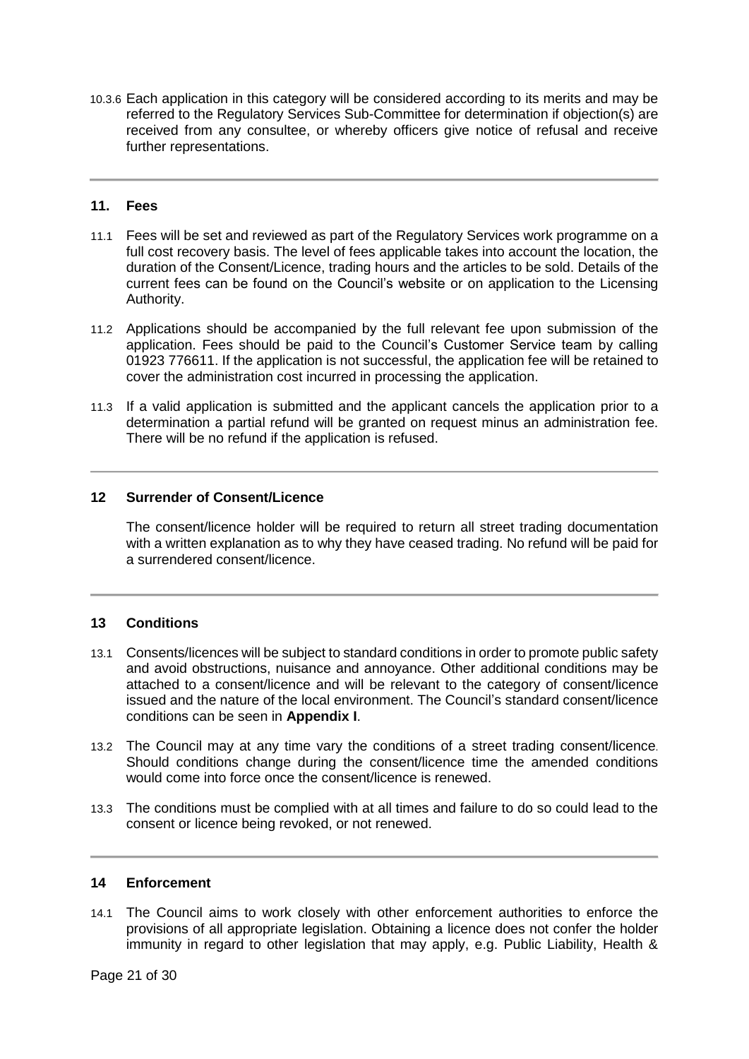10.3.6 Each application in this category will be considered according to its merits and may be referred to the Regulatory Services Sub-Committee for determination if objection(s) are received from any consultee, or whereby officers give notice of refusal and receive further representations.

---

## 11. Fees

11.1 Fees will be set and reviewed as part of the Regulatory Services work programme on a full cost recovery basis. The level of fees applicable takes into account the location, the duration of the Consent/Licence, trading hours and the articles to be sold. Details of the current fees can be found on the Council's website or on application to the Licensing Authority.

11.2 Applications should be accompanied by the full relevant fee upon submission of the application. Fees should be paid to the Council's Customer Service team by calling 01923 776611. If the application is not successful, the application fee will be retained to cover the administration cost incurred in processing the application.

11.3 If a valid application is submitted and the applicant cancels the application prior to a determination a partial refund will be granted on request minus an administration fee. There will be no refund if the application is refused.

---

## 12 Surrender of Consent/Licence

The consent/licence holder will be required to return all street trading documentation with a written explanation as to why they have ceased trading. No refund will be paid for a surrendered consent/licence.

---

## 13 Conditions

13.1 Consents/licences will be subject to standard conditions in order to promote public safety and avoid obstructions, nuisance and annoyance. Other additional conditions may be attached to a consent/licence and will be relevant to the category of consent/licence issued and the nature of the local environment. The Council's standard consent/licence conditions can be seen in **Appendix I**.

13.2 The Council may at any time vary the conditions of a street trading consent/licence. Should conditions change during the consent/licence time the amended conditions would come into force once the consent/licence is renewed.

13.3 The conditions must be complied with at all times and failure to do so could lead to the consent or licence being revoked, or not renewed.

---

## 14 Enforcement

14.1 The Council aims to work closely with other enforcement authorities to enforce the provisions of all appropriate legislation. Obtaining a licence does not confer the holder immunity in regard to other legislation that may apply, e.g. Public Liability, Health &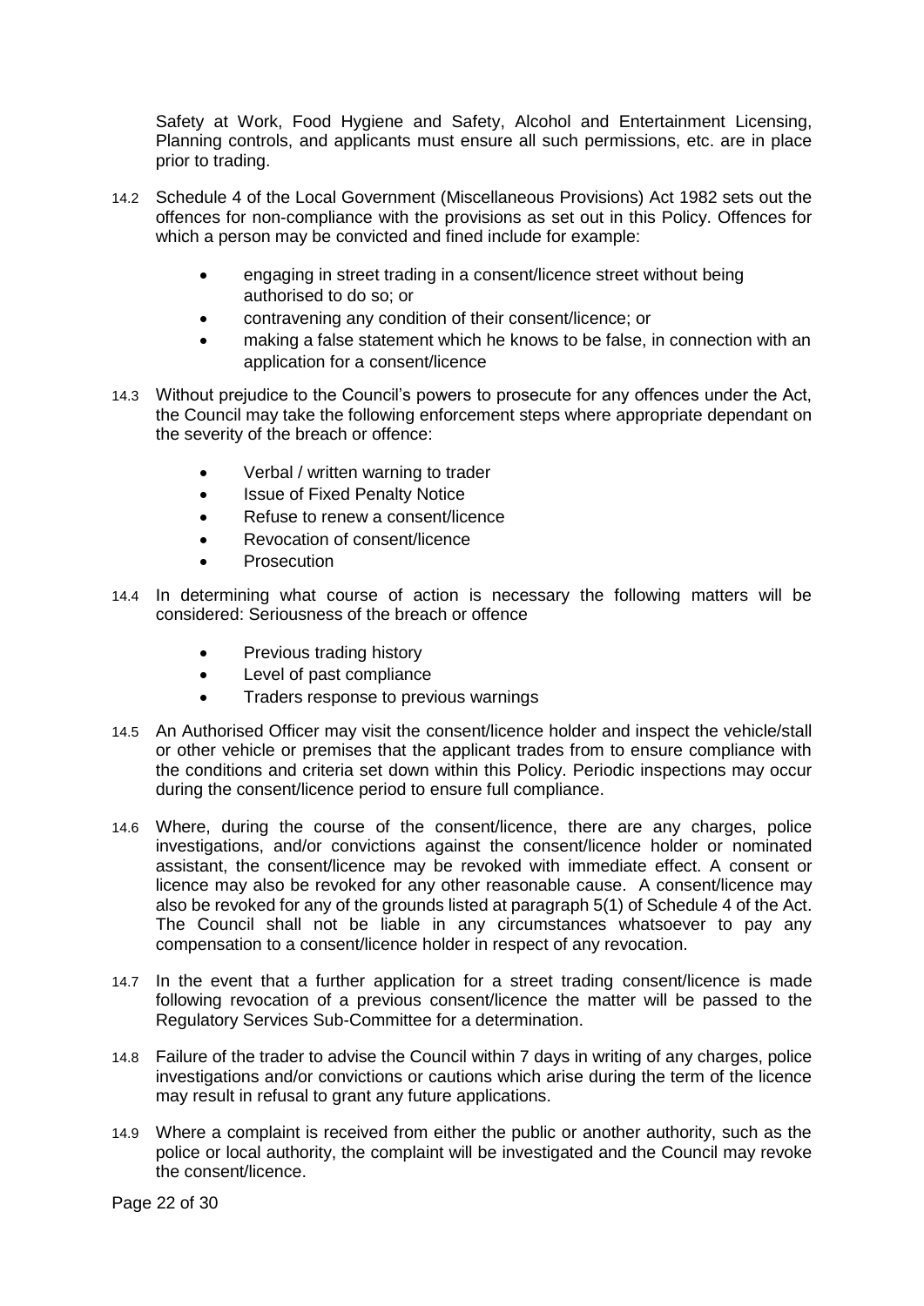Safety at Work, Food Hygiene and Safety, Alcohol and Entertainment Licensing, Planning controls, and applicants must ensure all such permissions, etc. are in place prior to trading.

14.2 Schedule 4 of the Local Government (Miscellaneous Provisions) Act 1982 sets out the offences for non-compliance with the provisions as set out in this Policy. Offences for which a person may be convicted and fined include for example:

- engaging in street trading in a consent/licence street without being authorised to do so; or
- contravening any condition of their consent/licence; or
- making a false statement which he knows to be false, in connection with an application for a consent/licence

14.3 Without prejudice to the Council's powers to prosecute for any offences under the Act, the Council may take the following enforcement steps where appropriate dependant on the severity of the breach or offence:

- Verbal / written warning to trader
- Issue of Fixed Penalty Notice
- Refuse to renew a consent/licence
- Revocation of consent/licence
- Prosecution

14.4 In determining what course of action is necessary the following matters will be considered: Seriousness of the breach or offence

- Previous trading history
- Level of past compliance
- Traders response to previous warnings

14.5 An Authorised Officer may visit the consent/licence holder and inspect the vehicle/stall or other vehicle or premises that the applicant trades from to ensure compliance with the conditions and criteria set down within this Policy. Periodic inspections may occur during the consent/licence period to ensure full compliance.

14.6 Where, during the course of the consent/licence, there are any charges, police investigations, and/or convictions against the consent/licence holder or nominated assistant, the consent/licence may be revoked with immediate effect. A consent or licence may also be revoked for any other reasonable cause. A consent/licence may also be revoked for any of the grounds listed at paragraph 5(1) of Schedule 4 of the Act. The Council shall not be liable in any circumstances whatsoever to pay any compensation to a consent/licence holder in respect of any revocation.

14.7 In the event that a further application for a street trading consent/licence is made following revocation of a previous consent/licence the matter will be passed to the Regulatory Services Sub-Committee for a determination.

14.8 Failure of the trader to advise the Council within 7 days in writing of any charges, police investigations and/or convictions or cautions which arise during the term of the licence may result in refusal to grant any future applications.

14.9 Where a complaint is received from either the public or another authority, such as the police or local authority, the complaint will be investigated and the Council may revoke the consent/licence.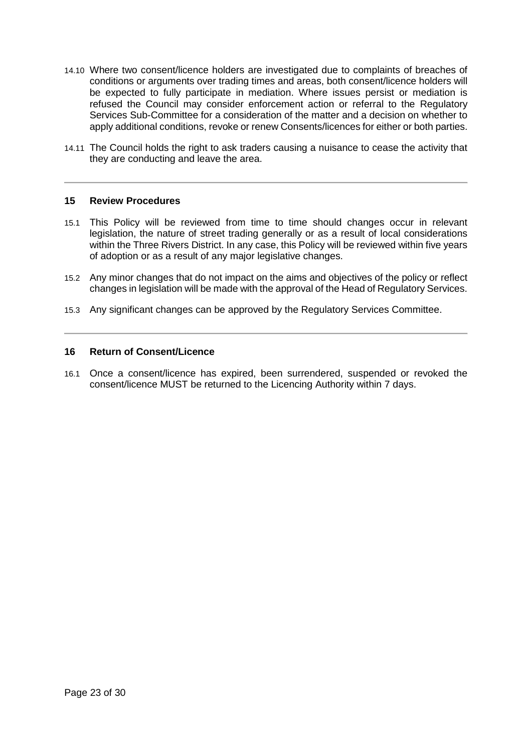14.10 Where two consent/licence holders are investigated due to complaints of breaches of conditions or arguments over trading times and areas, both consent/licence holders will be expected to fully participate in mediation. Where issues persist or mediation is refused the Council may consider enforcement action or referral to the Regulatory Services Sub-Committee for a consideration of the matter and a decision on whether to apply additional conditions, revoke or renew Consents/licences for either or both parties.

14.11 The Council holds the right to ask traders causing a nuisance to cease the activity that they are conducting and leave the area.

---

## 15 Review Procedures

15.1 This Policy will be reviewed from time to time should changes occur in relevant legislation, the nature of street trading generally or as a result of local considerations within the Three Rivers District. In any case, this Policy will be reviewed within five years of adoption or as a result of any major legislative changes.

15.2 Any minor changes that do not impact on the aims and objectives of the policy or reflect changes in legislation will be made with the approval of the Head of Regulatory Services.

15.3 Any significant changes can be approved by the Regulatory Services Committee.

---

## 16 Return of Consent/Licence

16.1 Once a consent/licence has expired, been surrendered, suspended or revoked the consent/licence MUST be returned to the Licencing Authority within 7 days.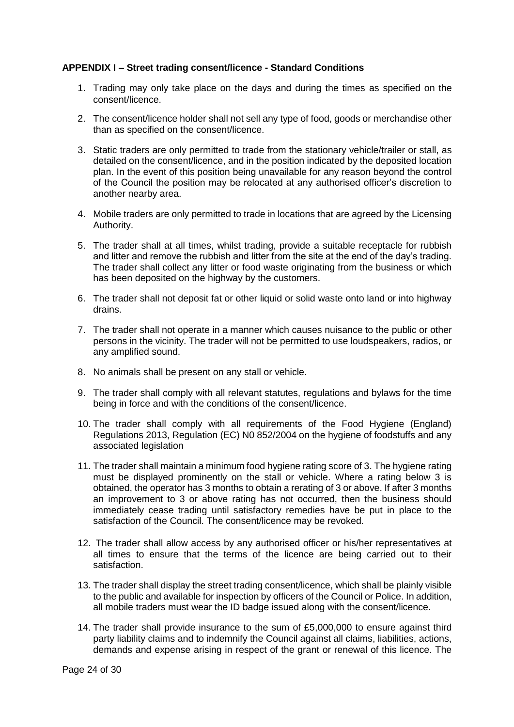**APPENDIX I – Street trading consent/licence - Standard Conditions**

1. Trading may only take place on the days and during the times as specified on the consent/licence.
2. The consent/licence holder shall not sell any type of food, goods or merchandise other than as specified on the consent/licence.
3. Static traders are only permitted to trade from the stationary vehicle/trailer or stall, as detailed on the consent/licence, and in the position indicated by the deposited location plan. In the event of this position being unavailable for any reason beyond the control of the Council the position may be relocated at any authorised officer's discretion to another nearby area.
4. Mobile traders are only permitted to trade in locations that are agreed by the Licensing Authority.
5. The trader shall at all times, whilst trading, provide a suitable receptacle for rubbish and litter and remove the rubbish and litter from the site at the end of the day's trading. The trader shall collect any litter or food waste originating from the business or which has been deposited on the highway by the customers.
6. The trader shall not deposit fat or other liquid or solid waste onto land or into highway drains.
7. The trader shall not operate in a manner which causes nuisance to the public or other persons in the vicinity. The trader will not be permitted to use loudspeakers, radios, or any amplified sound.
8. No animals shall be present on any stall or vehicle.
9. The trader shall comply with all relevant statutes, regulations and bylaws for the time being in force and with the conditions of the consent/licence.
10. The trader shall comply with all requirements of the Food Hygiene (England) Regulations 2013, Regulation (EC) N0 852/2004 on the hygiene of foodstuffs and any associated legislation
11. The trader shall maintain a minimum food hygiene rating score of 3. The hygiene rating must be displayed prominently on the stall or vehicle. Where a rating below 3 is obtained, the operator has 3 months to obtain a rerating of 3 or above. If after 3 months an improvement to 3 or above rating has not occurred, then the business should immediately cease trading until satisfactory remedies have be put in place to the satisfaction of the Council. The consent/licence may be revoked.
12. The trader shall allow access by any authorised officer or his/her representatives at all times to ensure that the terms of the licence are being carried out to their satisfaction.
13. The trader shall display the street trading consent/licence, which shall be plainly visible to the public and available for inspection by officers of the Council or Police. In addition, all mobile traders must wear the ID badge issued along with the consent/licence.
14. The trader shall provide insurance to the sum of £5,000,000 to ensure against third party liability claims and to indemnify the Council against all claims, liabilities, actions, demands and expense arising in respect of the grant or renewal of this licence. The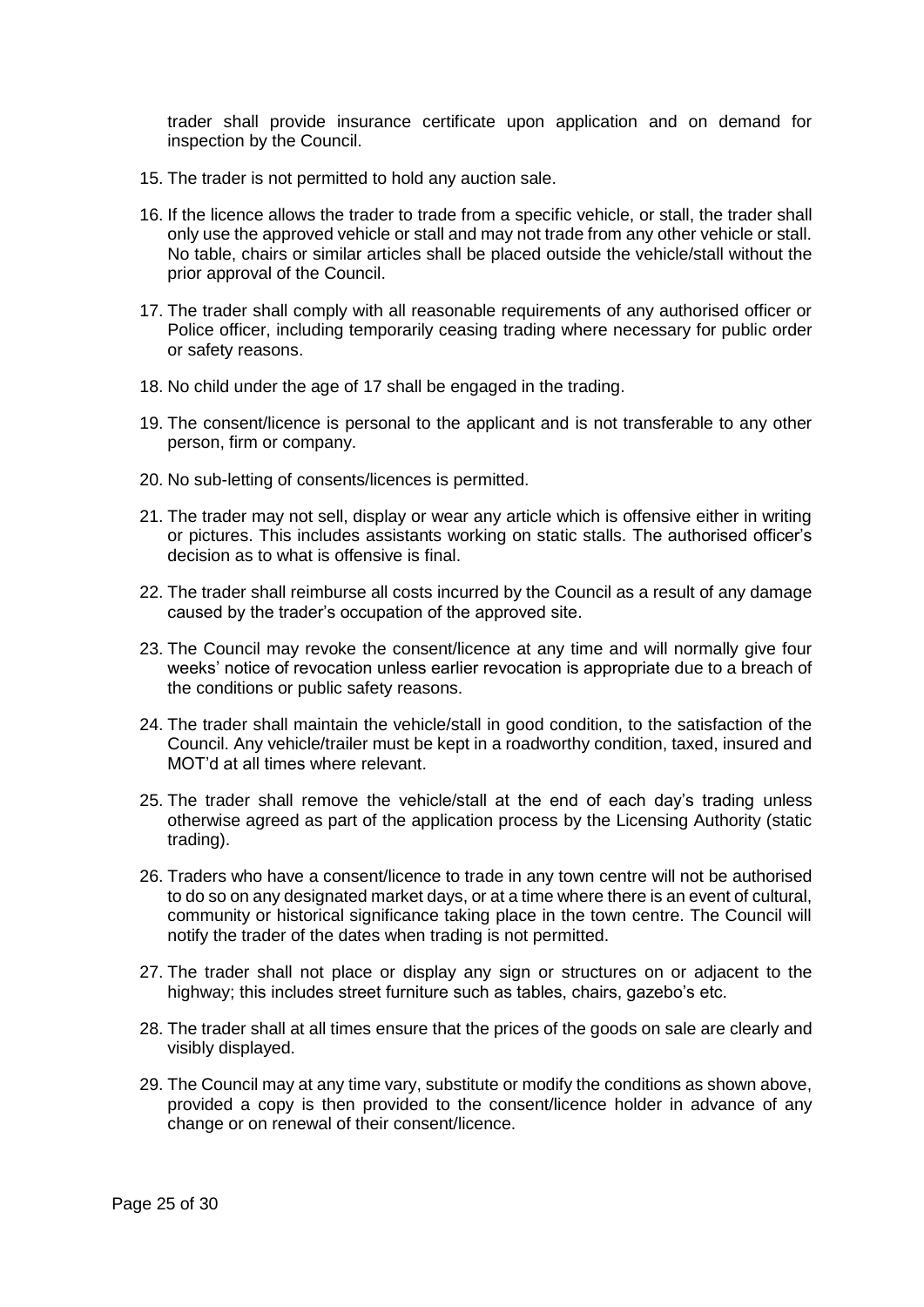trader shall provide insurance certificate upon application and on demand for inspection by the Council.

15. The trader is not permitted to hold any auction sale.
16. If the licence allows the trader to trade from a specific vehicle, or stall, the trader shall only use the approved vehicle or stall and may not trade from any other vehicle or stall. No table, chairs or similar articles shall be placed outside the vehicle/stall without the prior approval of the Council.
17. The trader shall comply with all reasonable requirements of any authorised officer or Police officer, including temporarily ceasing trading where necessary for public order or safety reasons.
18. No child under the age of 17 shall be engaged in the trading.
19. The consent/licence is personal to the applicant and is not transferable to any other person, firm or company.
20. No sub-letting of consents/licences is permitted.
21. The trader may not sell, display or wear any article which is offensive either in writing or pictures. This includes assistants working on static stalls. The authorised officer's decision as to what is offensive is final.
22. The trader shall reimburse all costs incurred by the Council as a result of any damage caused by the trader's occupation of the approved site.
23. The Council may revoke the consent/licence at any time and will normally give four weeks' notice of revocation unless earlier revocation is appropriate due to a breach of the conditions or public safety reasons.
24. The trader shall maintain the vehicle/stall in good condition, to the satisfaction of the Council. Any vehicle/trailer must be kept in a roadworthy condition, taxed, insured and MOT'd at all times where relevant.
25. The trader shall remove the vehicle/stall at the end of each day's trading unless otherwise agreed as part of the application process by the Licensing Authority (static trading).
26. Traders who have a consent/licence to trade in any town centre will not be authorised to do so on any designated market days, or at a time where there is an event of cultural, community or historical significance taking place in the town centre. The Council will notify the trader of the dates when trading is not permitted.
27. The trader shall not place or display any sign or structures on or adjacent to the highway; this includes street furniture such as tables, chairs, gazebo's etc.
28. The trader shall at all times ensure that the prices of the goods on sale are clearly and visibly displayed.
29. The Council may at any time vary, substitute or modify the conditions as shown above, provided a copy is then provided to the consent/licence holder in advance of any change or on renewal of their consent/licence.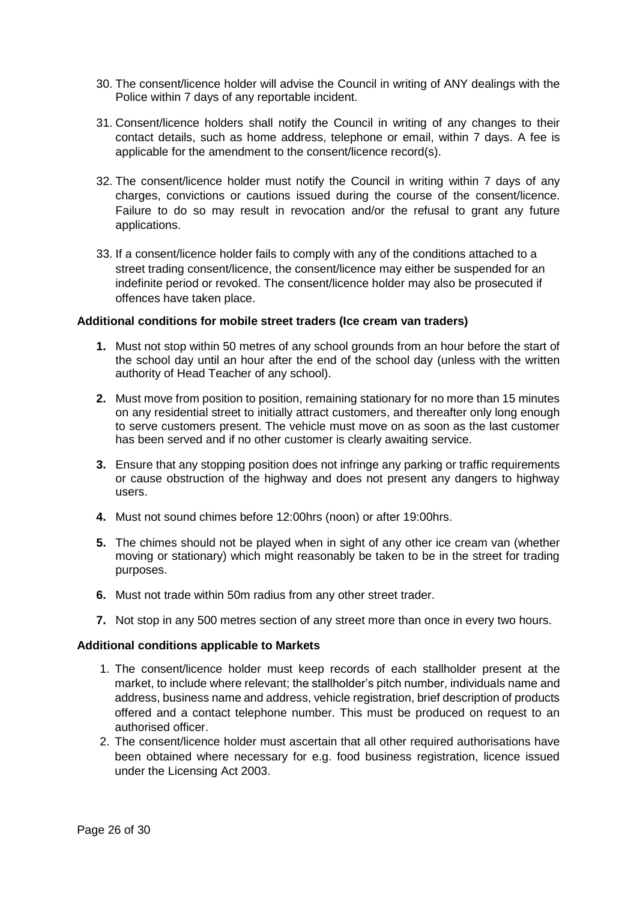30. The consent/licence holder will advise the Council in writing of ANY dealings with the Police within 7 days of any reportable incident.

31. Consent/licence holders shall notify the Council in writing of any changes to their contact details, such as home address, telephone or email, within 7 days. A fee is applicable for the amendment to the consent/licence record(s).

32. The consent/licence holder must notify the Council in writing within 7 days of any charges, convictions or cautions issued during the course of the consent/licence. Failure to do so may result in revocation and/or the refusal to grant any future applications.

33. If a consent/licence holder fails to comply with any of the conditions attached to a street trading consent/licence, the consent/licence may either be suspended for an indefinite period or revoked. The consent/licence holder may also be prosecuted if offences have taken place.

**Additional conditions for mobile street traders (Ice cream van traders)**

**1.** Must not stop within 50 metres of any school grounds from an hour before the start of the school day until an hour after the end of the school day (unless with the written authority of Head Teacher of any school).

**2.** Must move from position to position, remaining stationary for no more than 15 minutes on any residential street to initially attract customers, and thereafter only long enough to serve customers present. The vehicle must move on as soon as the last customer has been served and if no other customer is clearly awaiting service.

**3.** Ensure that any stopping position does not infringe any parking or traffic requirements or cause obstruction of the highway and does not present any dangers to highway users.

**4.** Must not sound chimes before 12:00hrs (noon) or after 19:00hrs.

**5.** The chimes should not be played when in sight of any other ice cream van (whether moving or stationary) which might reasonably be taken to be in the street for trading purposes.

**6.** Must not trade within 50m radius from any other street trader.

**7.** Not stop in any 500 metres section of any street more than once in every two hours.

**Additional conditions applicable to Markets**

1. The consent/licence holder must keep records of each stallholder present at the market, to include where relevant; the stallholder's pitch number, individuals name and address, business name and address, vehicle registration, brief description of products offered and a contact telephone number. This must be produced on request to an authorised officer.
2. The consent/licence holder must ascertain that all other required authorisations have been obtained where necessary for e.g. food business registration, licence issued under the Licensing Act 2003.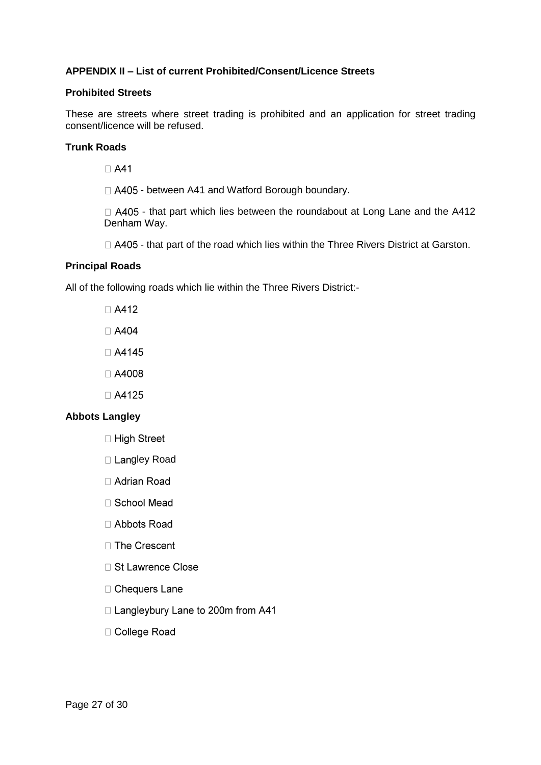**APPENDIX II – List of current Prohibited/Consent/Licence Streets**

**Prohibited Streets**

These are streets where street trading is prohibited and an application for street trading consent/licence will be refused.

**Trunk Roads**

- A41
- A405 - between A41 and Watford Borough boundary.
- A405 - that part which lies between the roundabout at Long Lane and the A412 Denham Way.
- A405 - that part of the road which lies within the Three Rivers District at Garston.

**Principal Roads**

All of the following roads which lie within the Three Rivers District:-

- A412
- A404
- A4145
- A4008
- A4125

**Abbots Langley**

- High Street
- Langley Road
- Adrian Road
- School Mead
- Abbots Road
- The Crescent
- St Lawrence Close
- Chequers Lane
- Langleybury Lane to 200m from A41
- College Road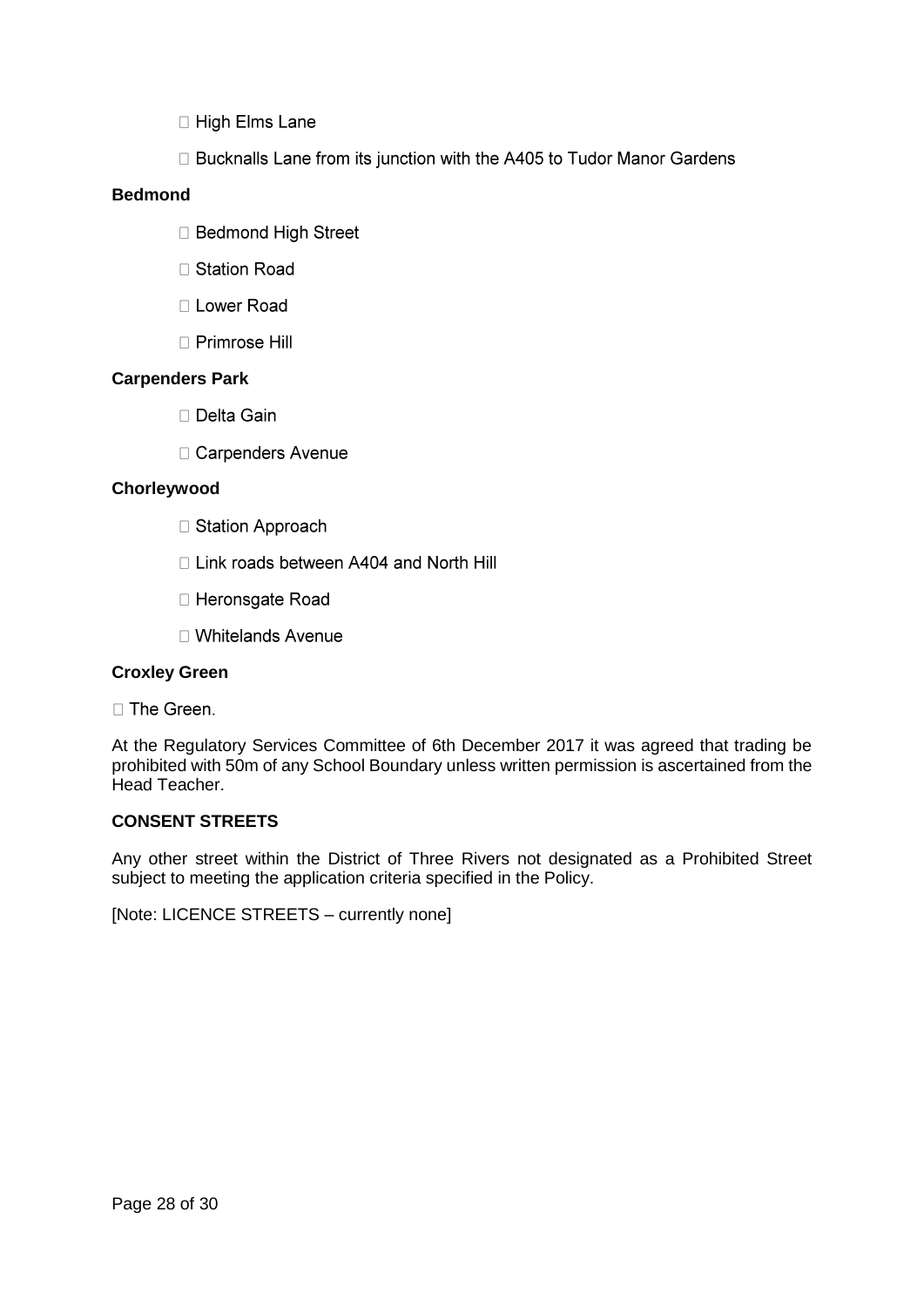- High Elms Lane
- Bucknalls Lane from its junction with the A405 to Tudor Manor Gardens

**Bedmond**

- Bedmond High Street
- Station Road
- Lower Road
- Primrose Hill

**Carpenders Park**

- Delta Gain
- Carpenders Avenue

**Chorleywood**

- Station Approach
- Link roads between A404 and North Hill
- Heronsgate Road
- Whitelands Avenue

**Croxley Green**

- The Green.

At the Regulatory Services Committee of 6th December 2017 it was agreed that trading be prohibited with 50m of any School Boundary unless written permission is ascertained from the Head Teacher.

**CONSENT STREETS**

Any other street within the District of Three Rivers not designated as a Prohibited Street subject to meeting the application criteria specified in the Policy.

[Note: LICENCE STREETS – currently none]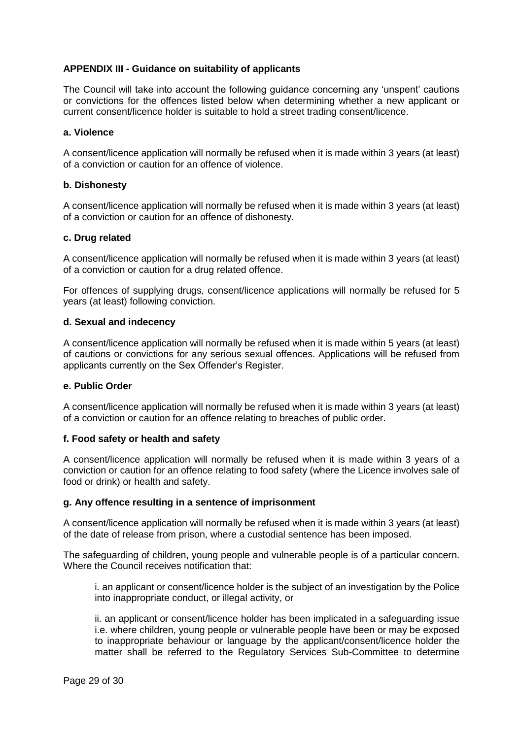**APPENDIX III - Guidance on suitability of applicants**

The Council will take into account the following guidance concerning any 'unspent' cautions or convictions for the offences listed below when determining whether a new applicant or current consent/licence holder is suitable to hold a street trading consent/licence.

**a. Violence**

A consent/licence application will normally be refused when it is made within 3 years (at least) of a conviction or caution for an offence of violence.

**b. Dishonesty**

A consent/licence application will normally be refused when it is made within 3 years (at least) of a conviction or caution for an offence of dishonesty.

**c. Drug related**

A consent/licence application will normally be refused when it is made within 3 years (at least) of a conviction or caution for a drug related offence.

For offences of supplying drugs, consent/licence applications will normally be refused for 5 years (at least) following conviction.

**d. Sexual and indecency**

A consent/licence application will normally be refused when it is made within 5 years (at least) of cautions or convictions for any serious sexual offences. Applications will be refused from applicants currently on the Sex Offender's Register.

**e. Public Order**

A consent/licence application will normally be refused when it is made within 3 years (at least) of a conviction or caution for an offence relating to breaches of public order.

**f. Food safety or health and safety**

A consent/licence application will normally be refused when it is made within 3 years of a conviction or caution for an offence relating to food safety (where the Licence involves sale of food or drink) or health and safety.

**g. Any offence resulting in a sentence of imprisonment**

A consent/licence application will normally be refused when it is made within 3 years (at least) of the date of release from prison, where a custodial sentence has been imposed.

The safeguarding of children, young people and vulnerable people is of a particular concern. Where the Council receives notification that:

i. an applicant or consent/licence holder is the subject of an investigation by the Police into inappropriate conduct, or illegal activity, or

ii. an applicant or consent/licence holder has been implicated in a safeguarding issue i.e. where children, young people or vulnerable people have been or may be exposed to inappropriate behaviour or language by the applicant/consent/licence holder the matter shall be referred to the Regulatory Services Sub-Committee to determine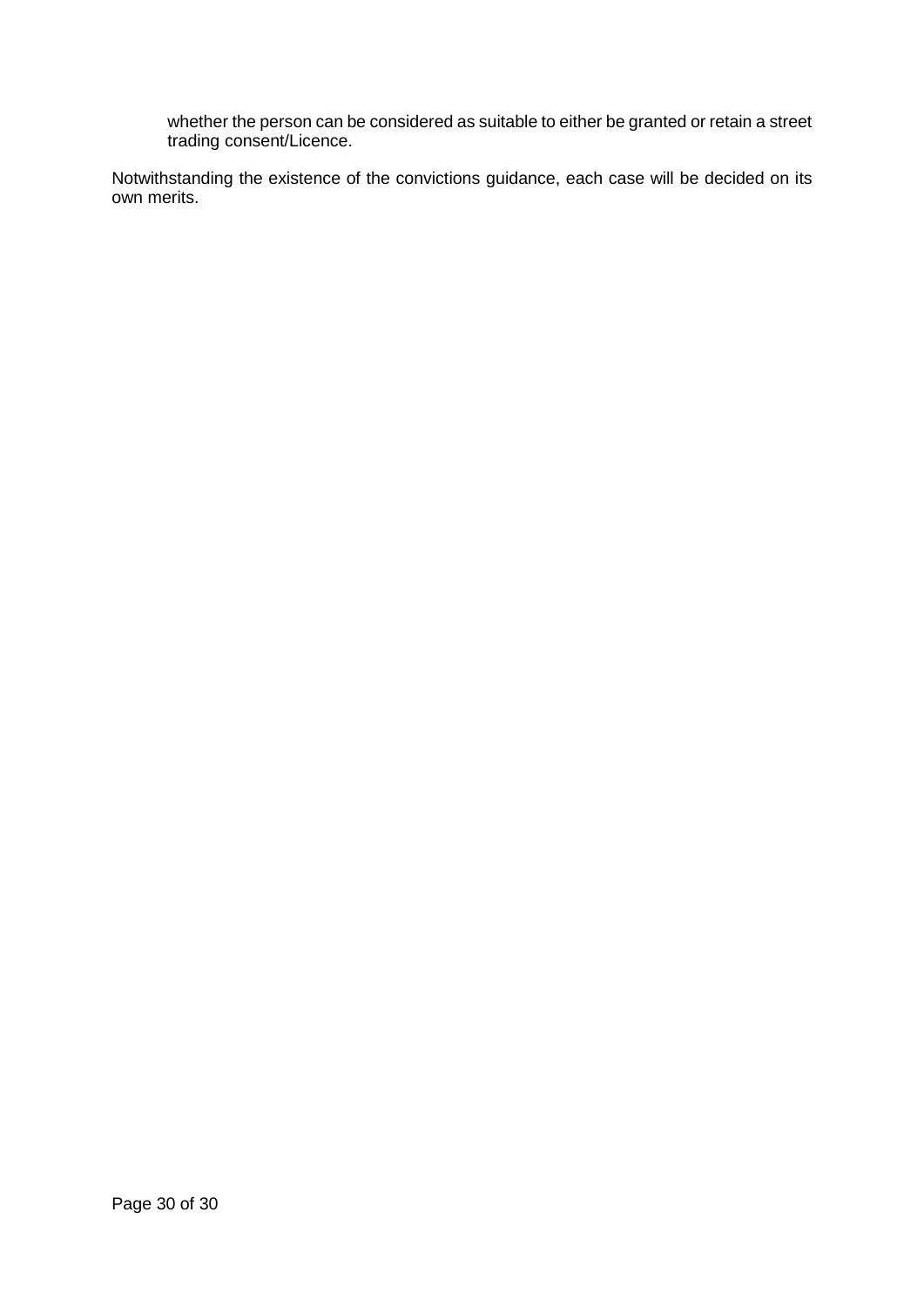whether the person can be considered as suitable to either be granted or retain a street trading consent/Licence.

Notwithstanding the existence of the convictions guidance, each case will be decided on its own merits.